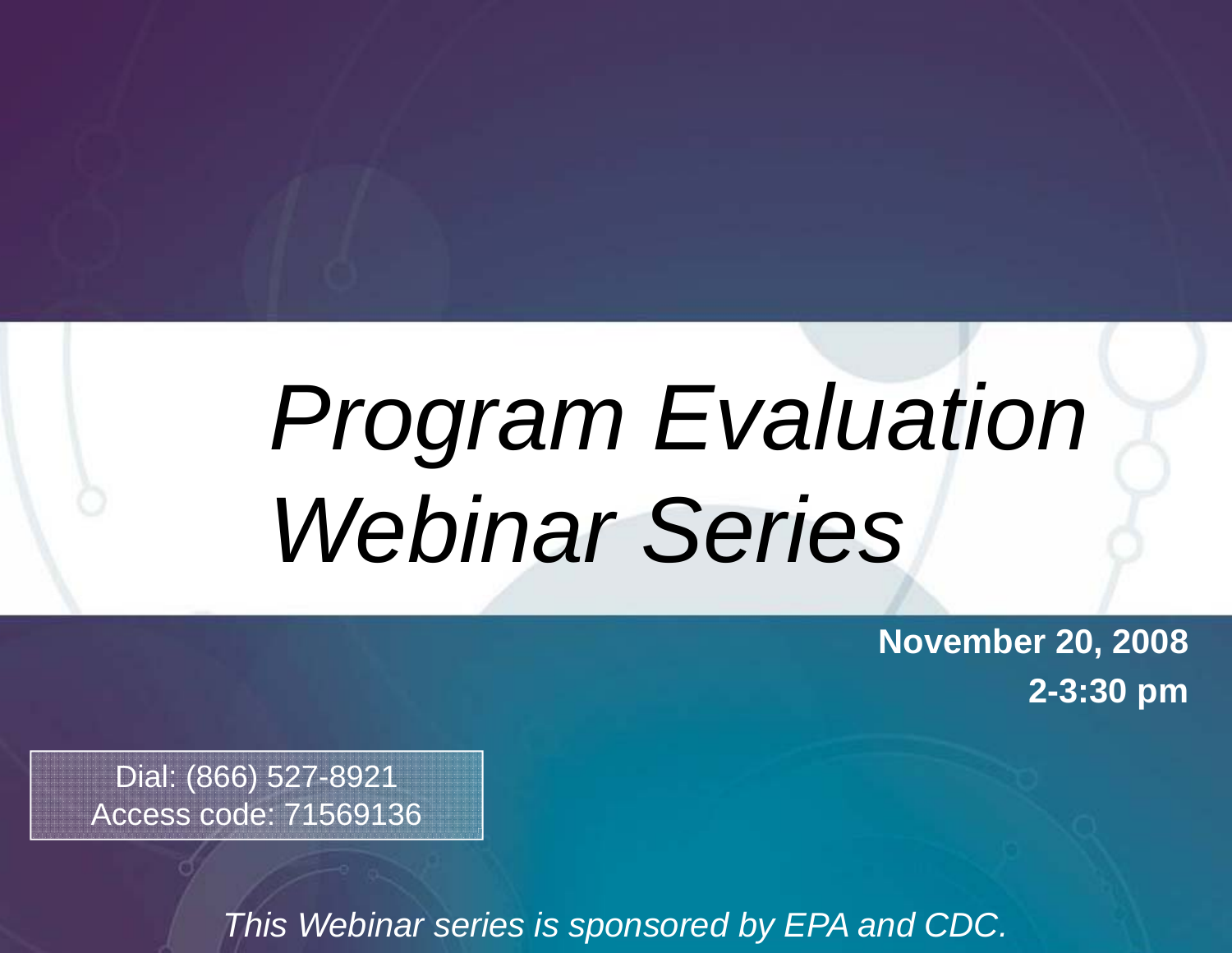# *Program Evaluation Webinar Series*

**November 20, 2008**

**2-3:30 pm**

Dial: (866) 527-8921
Access code: 71569136

*This Webinar series is sponsored by EPA and CDC.*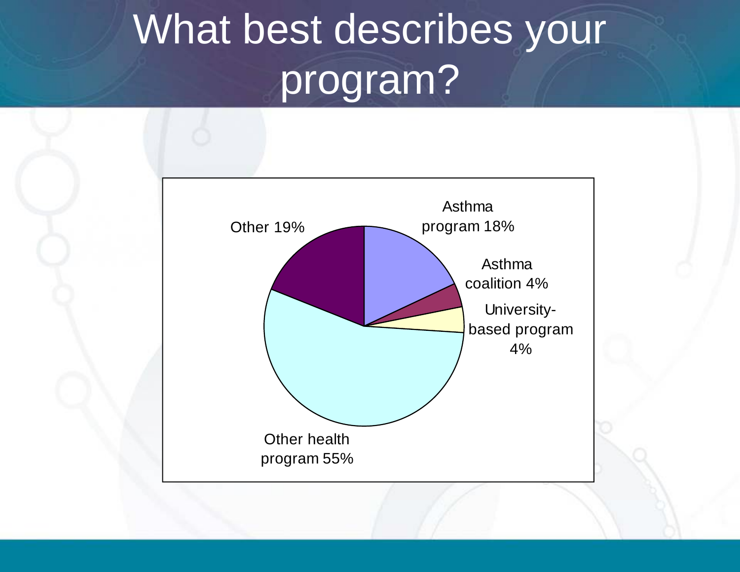# What best describes your program?

- Asthma program 18%
- Asthma coalition 4%
- University-based program 4%
- Other health program 55%
- Other 19%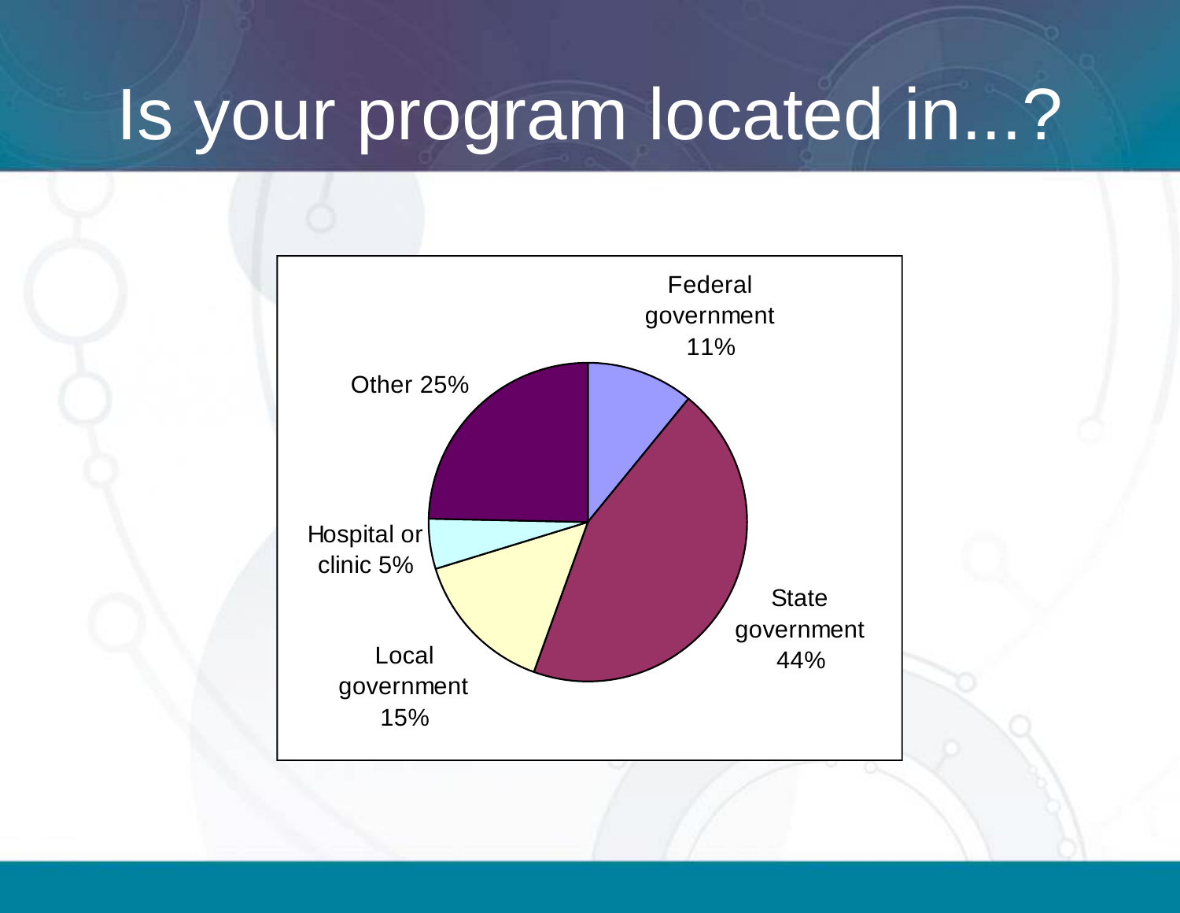# Is your program located in...?

- Federal government 11%
- State government 44%
- Local government 15%
- Hospital or clinic 5%
- Other 25%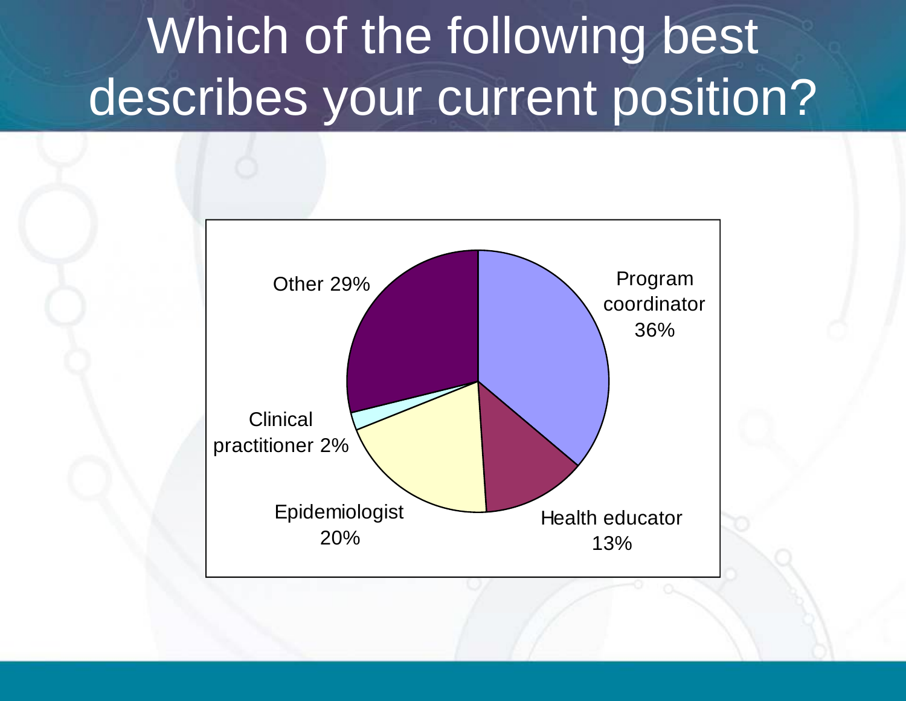# Which of the following best describes your current position?

| Position | Percentage |
|---|---|
| Program coordinator | 36% |
| Health educator | 13% |
| Epidemiologist | 20% |
| Clinical practitioner | 2% |
| Other | 29% |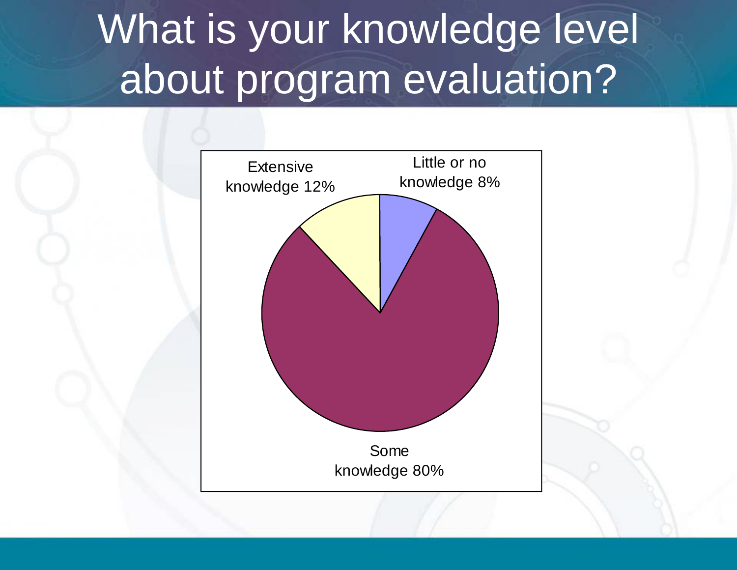# What is your knowledge level about program evaluation?

Extensive knowledge 12%

Little or no knowledge 8%

Some knowledge 80%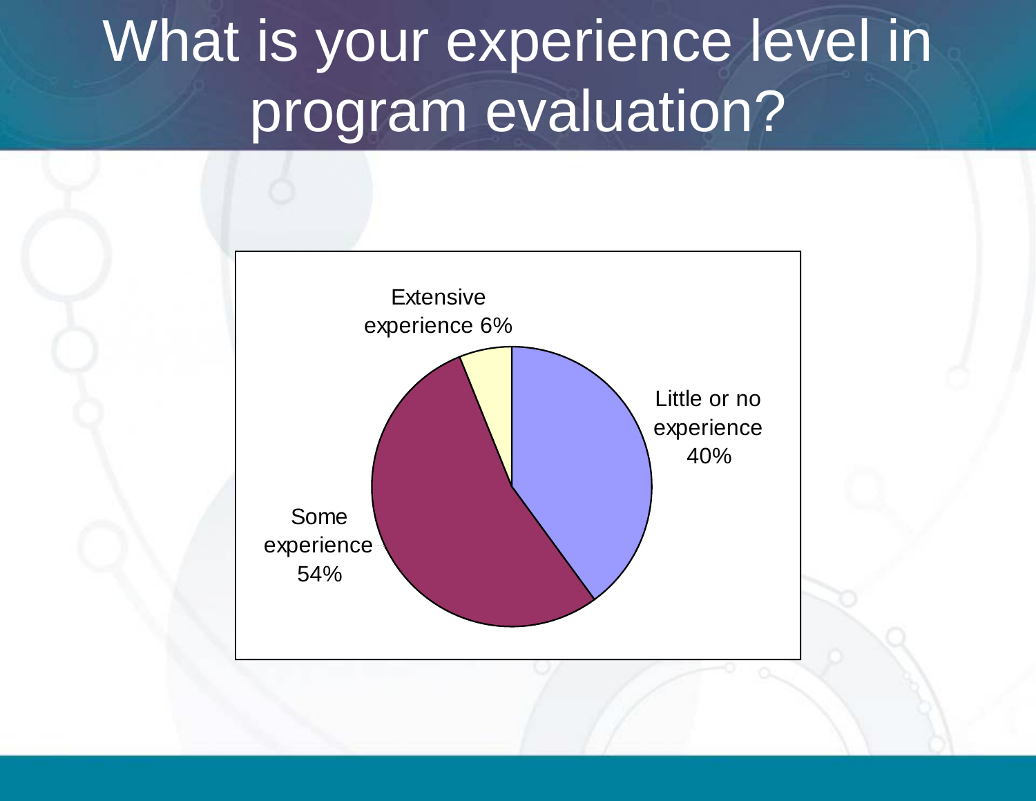# What is your experience level in program evaluation?

Extensive experience 6%

Little or no experience 40%

Some experience 54%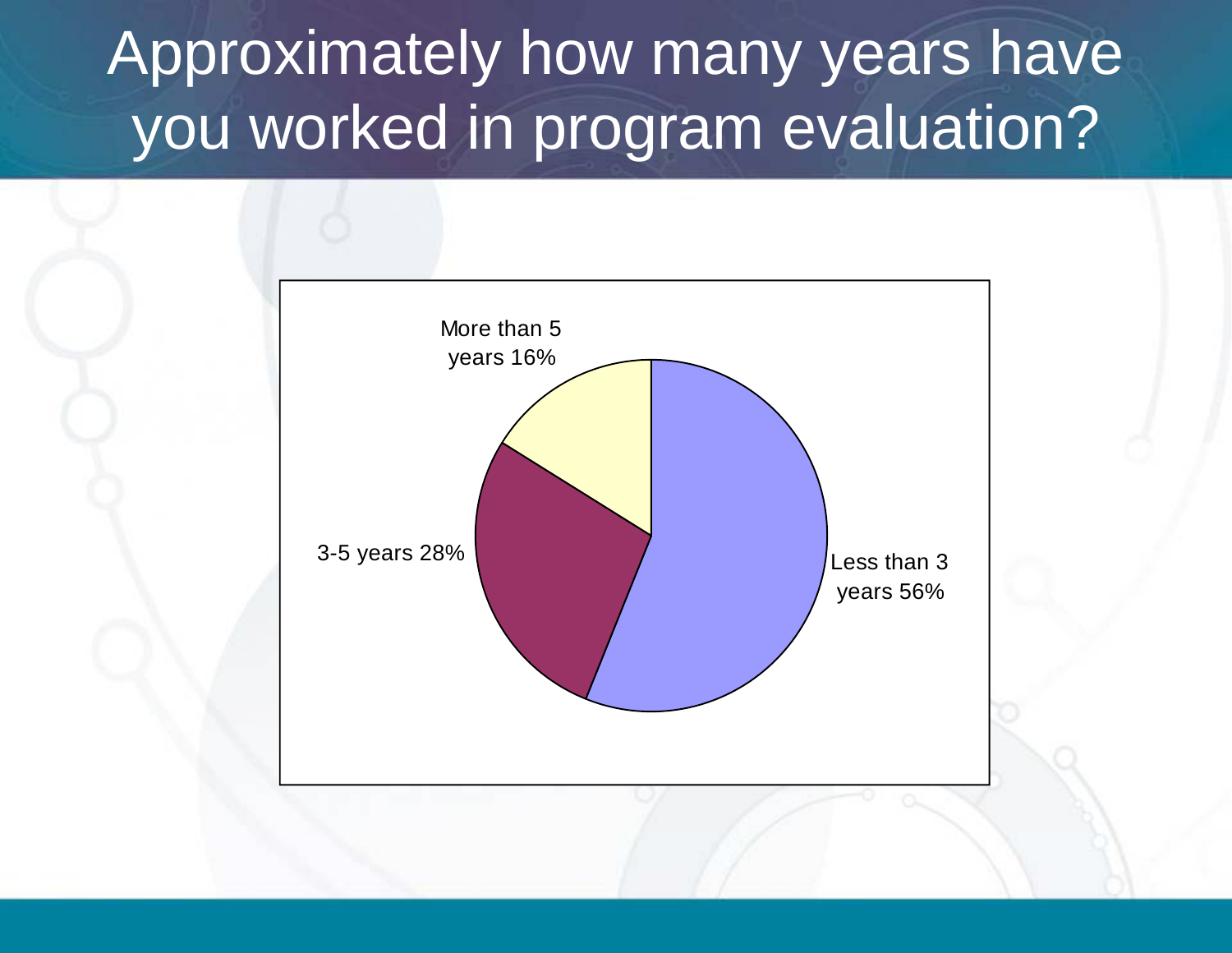# Approximately how many years have you worked in program evaluation?

More than 5 years 16%

3-5 years 28%

Less than 3 years 56%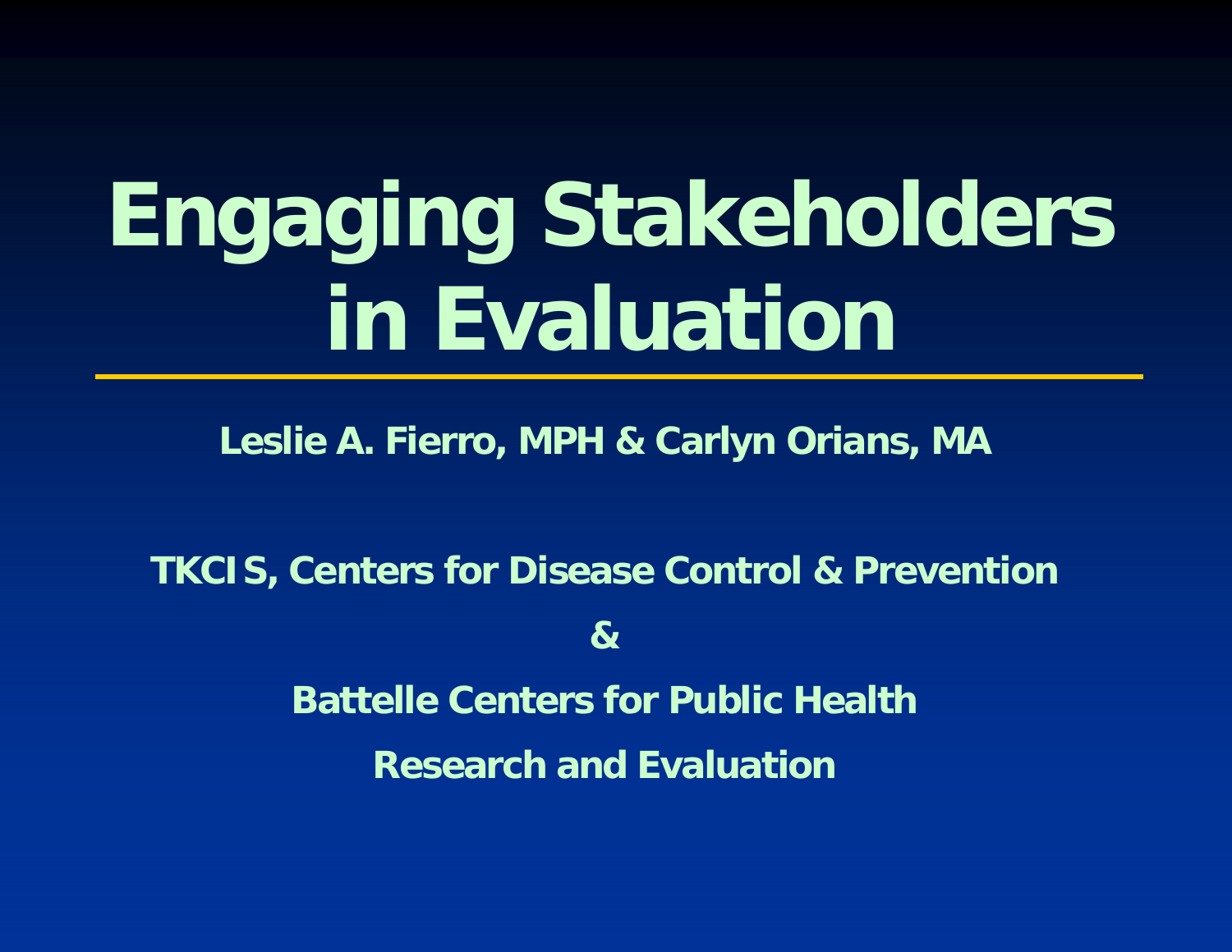# Engaging Stakeholders in Evaluation

**Leslie A. Fierro, MPH & Carlyn Orians, MA**

**TKCIS, Centers for Disease Control & Prevention**

**&**

**Battelle Centers for Public Health Research and Evaluation**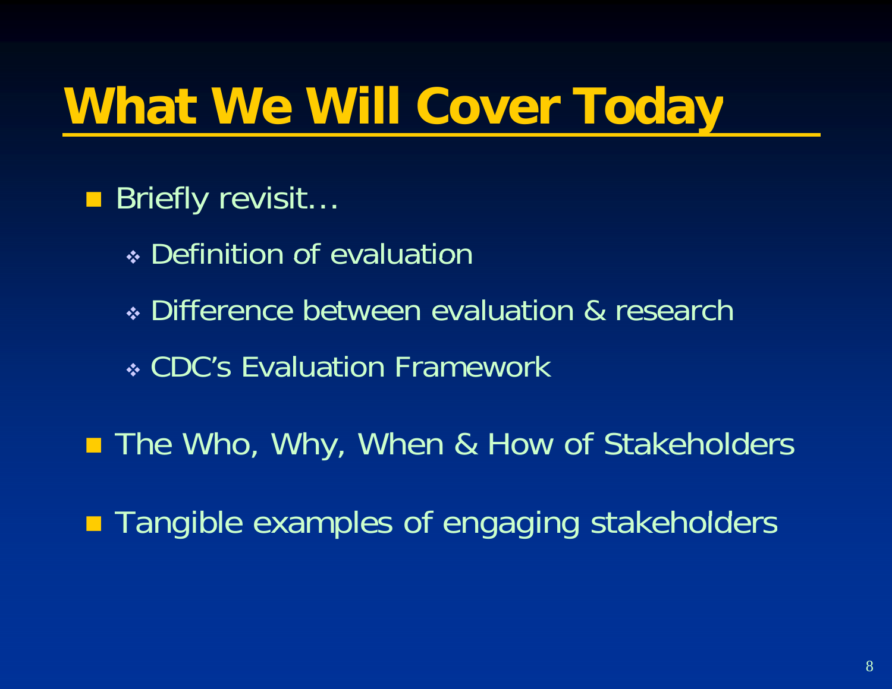# What We Will Cover Today

- Briefly revisit…
  - Definition of evaluation
  - Difference between evaluation & research
  - CDC's Evaluation Framework
- The Who, Why, When & How of Stakeholders
- Tangible examples of engaging stakeholders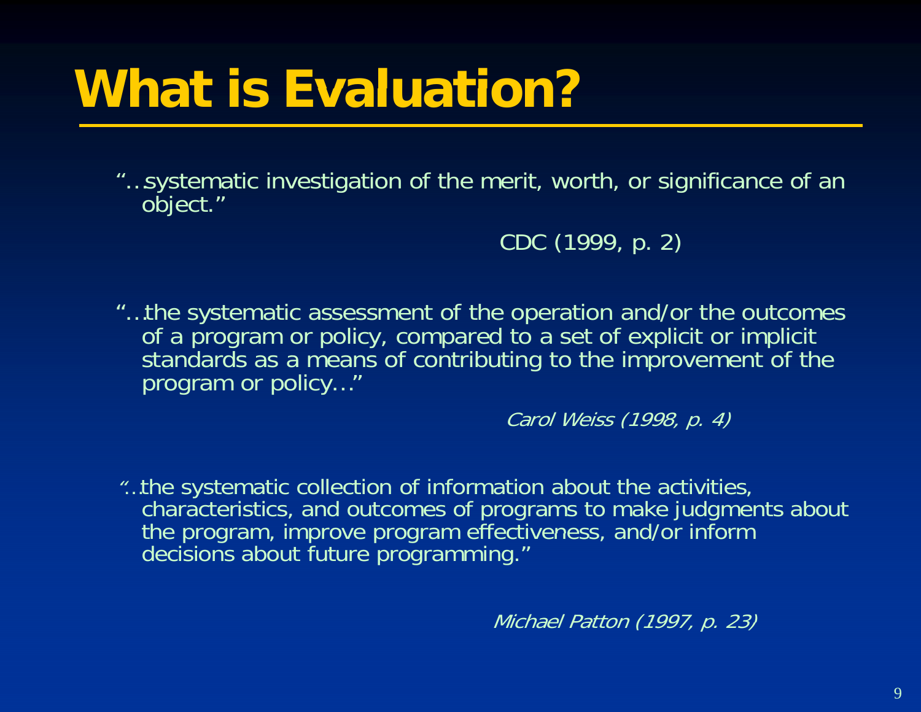# What is Evaluation?

"…systematic investigation of the merit, worth, or significance of an object."

CDC (1999, p. 2)

"…the systematic assessment of the operation and/or the outcomes of a program or policy, compared to a set of explicit or implicit standards as a means of contributing to the improvement of the program or policy…"

*Carol Weiss (1998, p. 4)*

"…the systematic collection of information about the activities, characteristics, and outcomes of programs to make judgments about the program, improve program effectiveness, and/or inform decisions about future programming."

*Michael Patton (1997, p. 23)*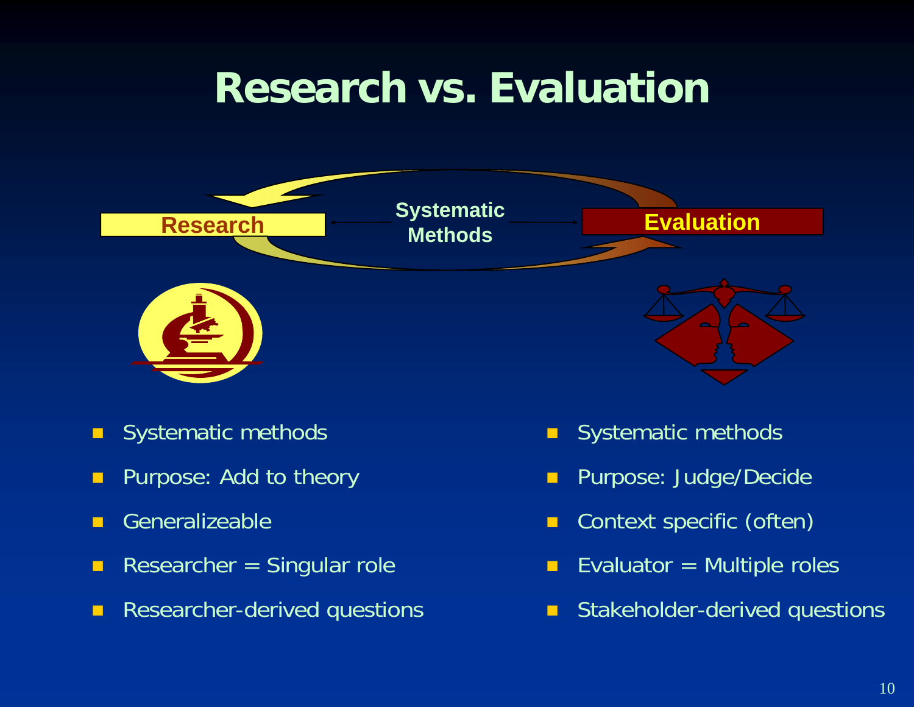# Research vs. Evaluation

Research ← Systematic Methods → Evaluation

| Research | Evaluation |
| --- | --- |
| Systematic methods | Systematic methods |
| Purpose: Add to theory | Purpose: Judge/Decide |
| Generalizeable | Context specific (often) |
| Researcher = Singular role | Evaluator = Multiple roles |
| Researcher-derived questions | Stakeholder-derived questions |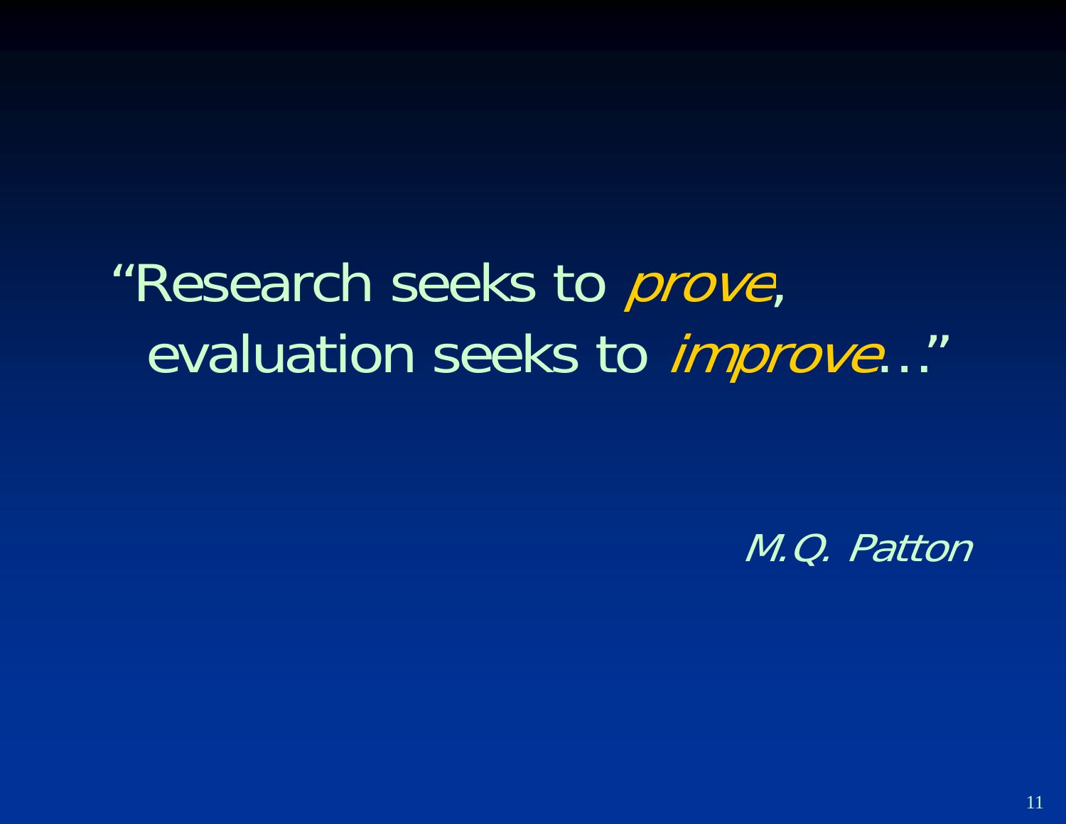"Research seeks to *prove*,
evaluation seeks to *improve*…"

*M.Q. Patton*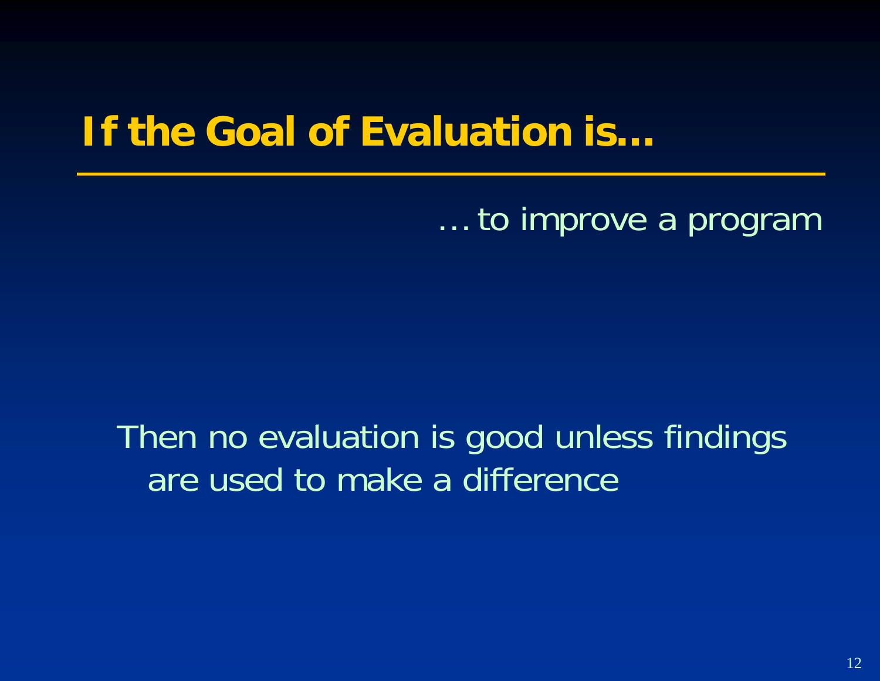# If the Goal of Evaluation is…

…to improve a program

Then no evaluation is good unless findings are used to make a difference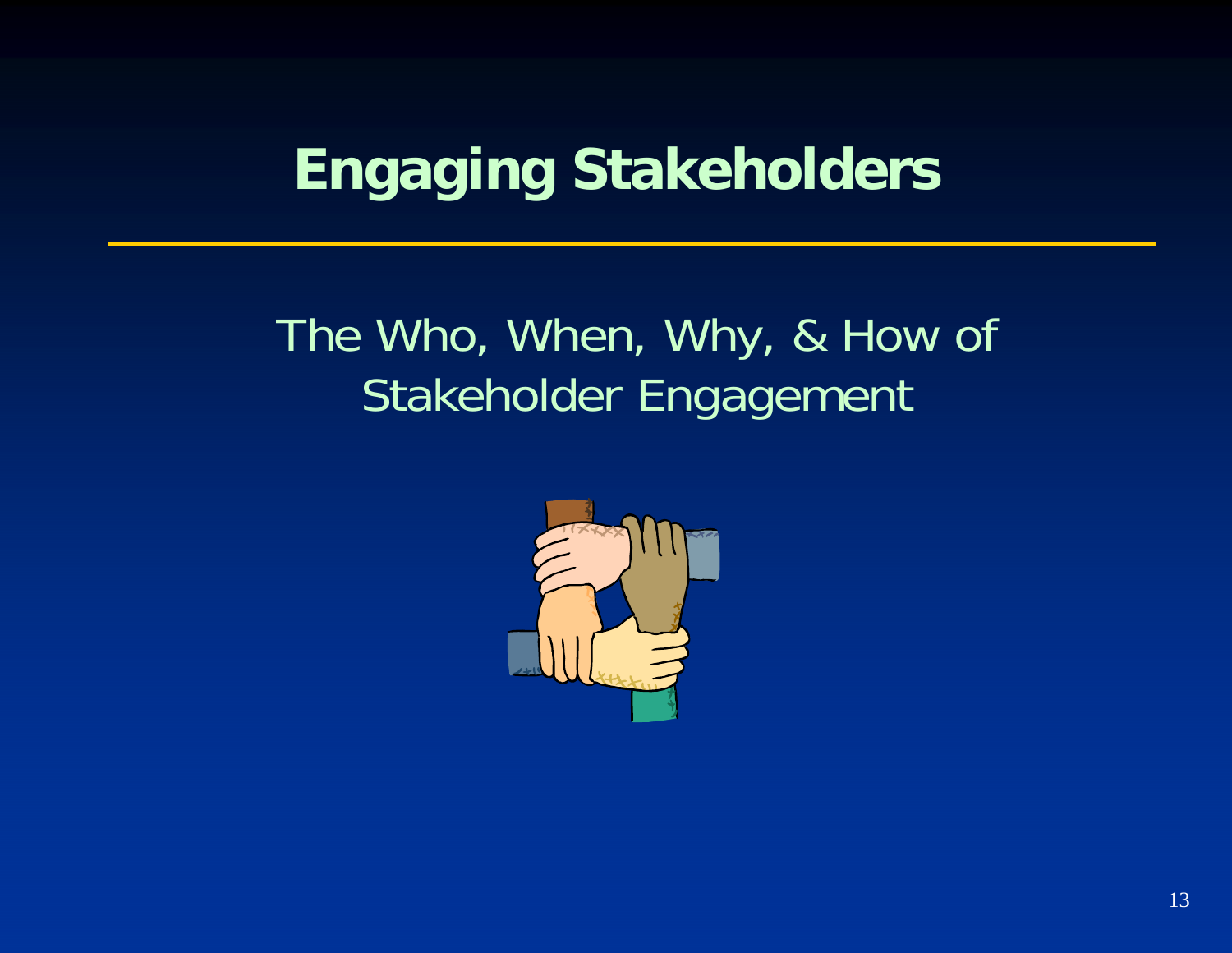# Engaging Stakeholders

The Who, When, Why, & How of Stakeholder Engagement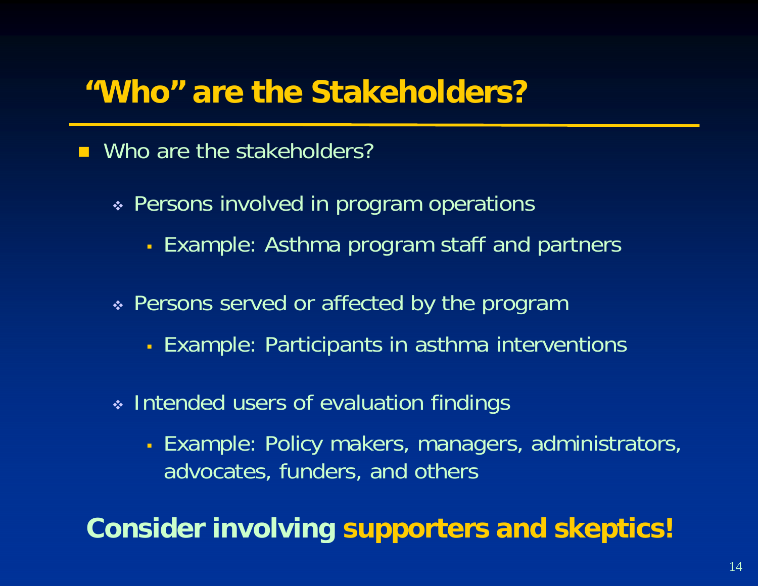# "Who" are the Stakeholders?

- Who are the stakeholders?
  - Persons involved in program operations
    - Example: Asthma program staff and partners
  - Persons served or affected by the program
    - Example: Participants in asthma interventions
  - Intended users of evaluation findings
    - Example: Policy makers, managers, administrators, advocates, funders, and others

**Consider involving supporters and skeptics!**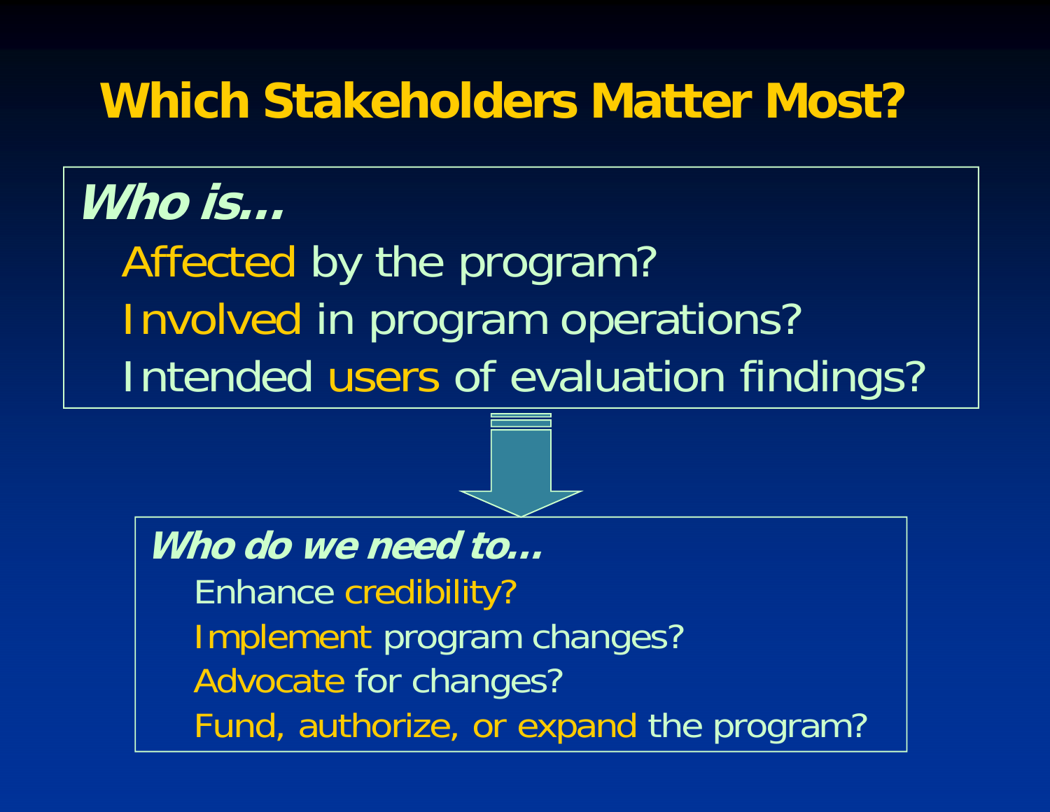# Which Stakeholders Matter Most?

***Who is…***

- Affected by the program?
- Involved in program operations?
- Intended users of evaluation findings?

***Who do we need to…***

- Enhance credibility?
- Implement program changes?
- Advocate for changes?
- Fund, authorize, or expand the program?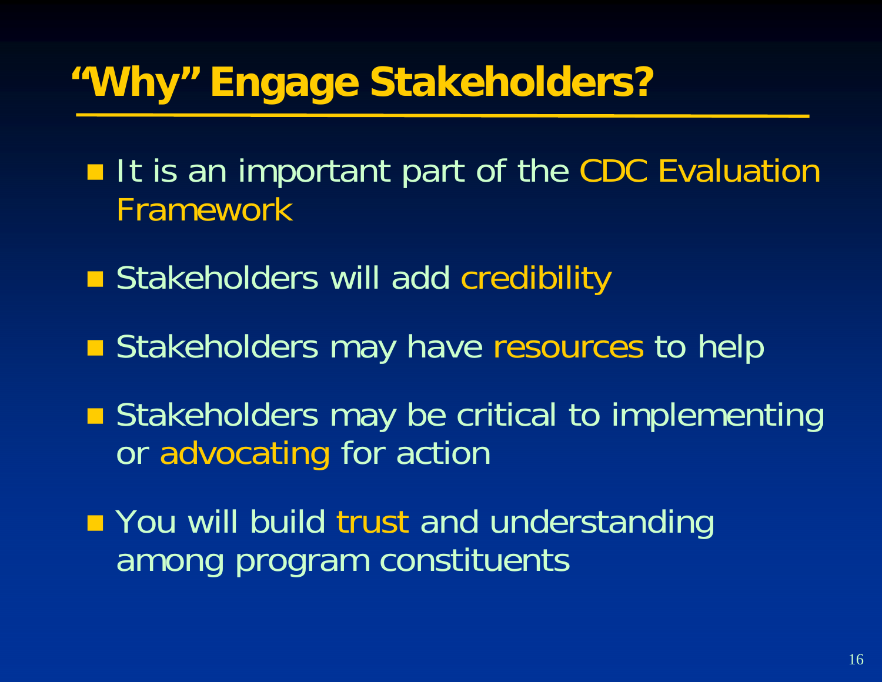# "Why" Engage Stakeholders?

- It is an important part of the CDC Evaluation Framework
- Stakeholders will add credibility
- Stakeholders may have resources to help
- Stakeholders may be critical to implementing or advocating for action
- You will build trust and understanding among program constituents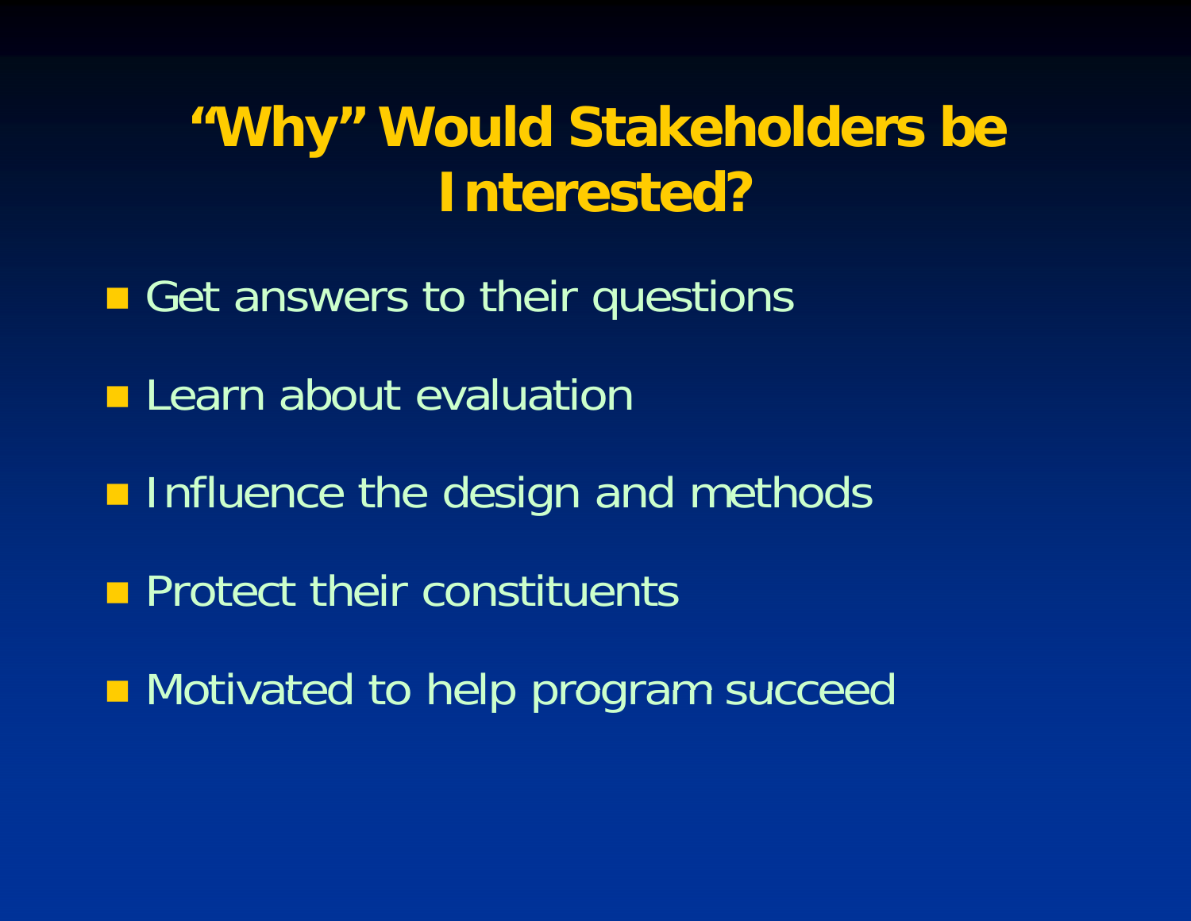# “Why” Would Stakeholders be Interested?

- Get answers to their questions
- Learn about evaluation
- Influence the design and methods
- Protect their constituents
- Motivated to help program succeed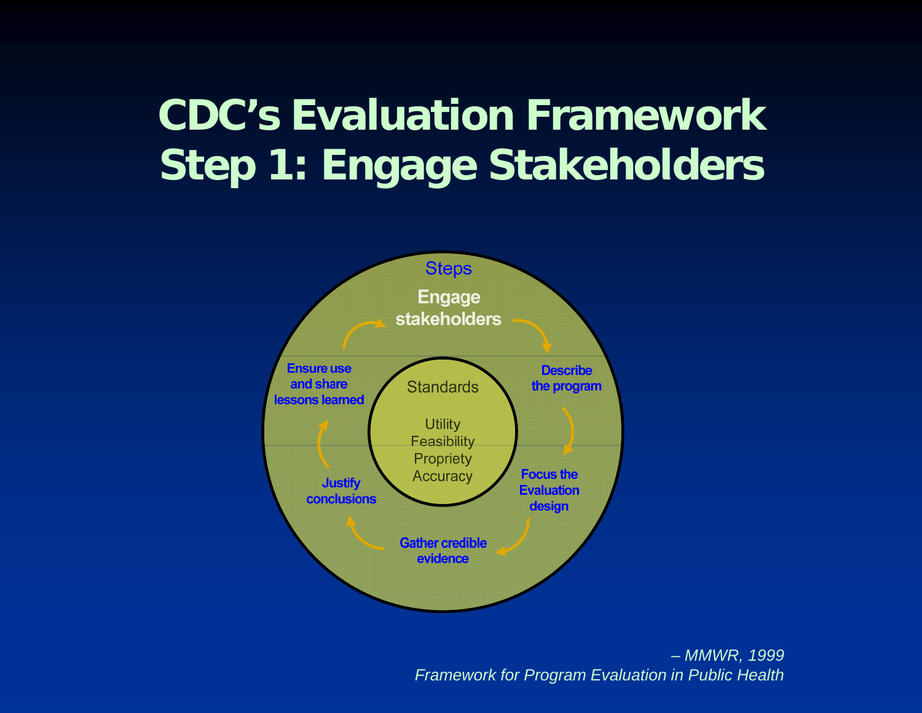# CDC's Evaluation Framework
# Step 1: Engage Stakeholders

Steps

**Engage stakeholders**

**Describe the program**

**Focus the Evaluation design**

**Gather credible evidence**

**Justify conclusions**

**Ensure use and share lessons learned**

Standards

Utility
Feasibility
Propriety
Accuracy

*– MMWR, 1999*
*Framework for Program Evaluation in Public Health*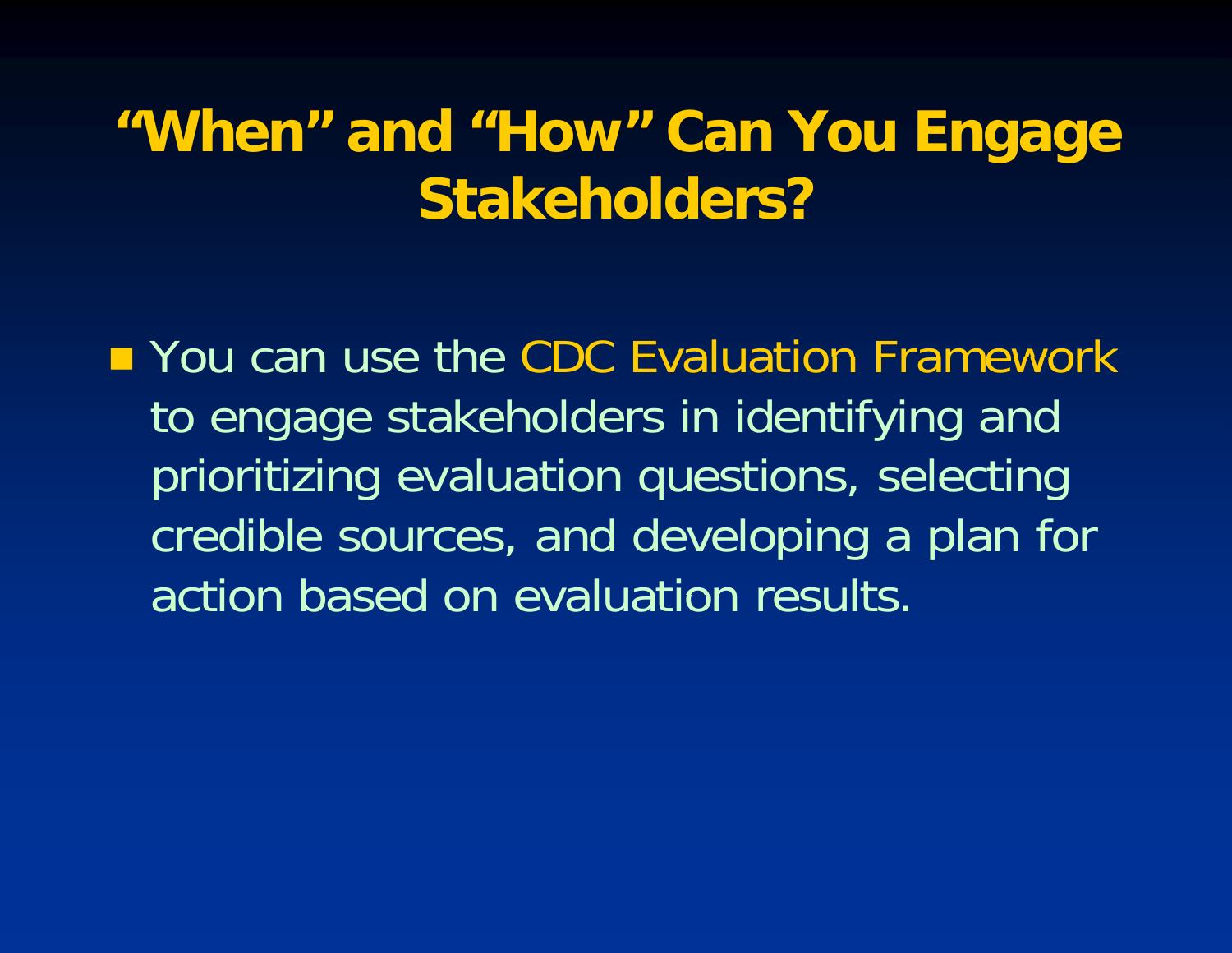# "When" and "How" Can You Engage Stakeholders?

- You can use the CDC Evaluation Framework to engage stakeholders in identifying and prioritizing evaluation questions, selecting credible sources, and developing a plan for action based on evaluation results.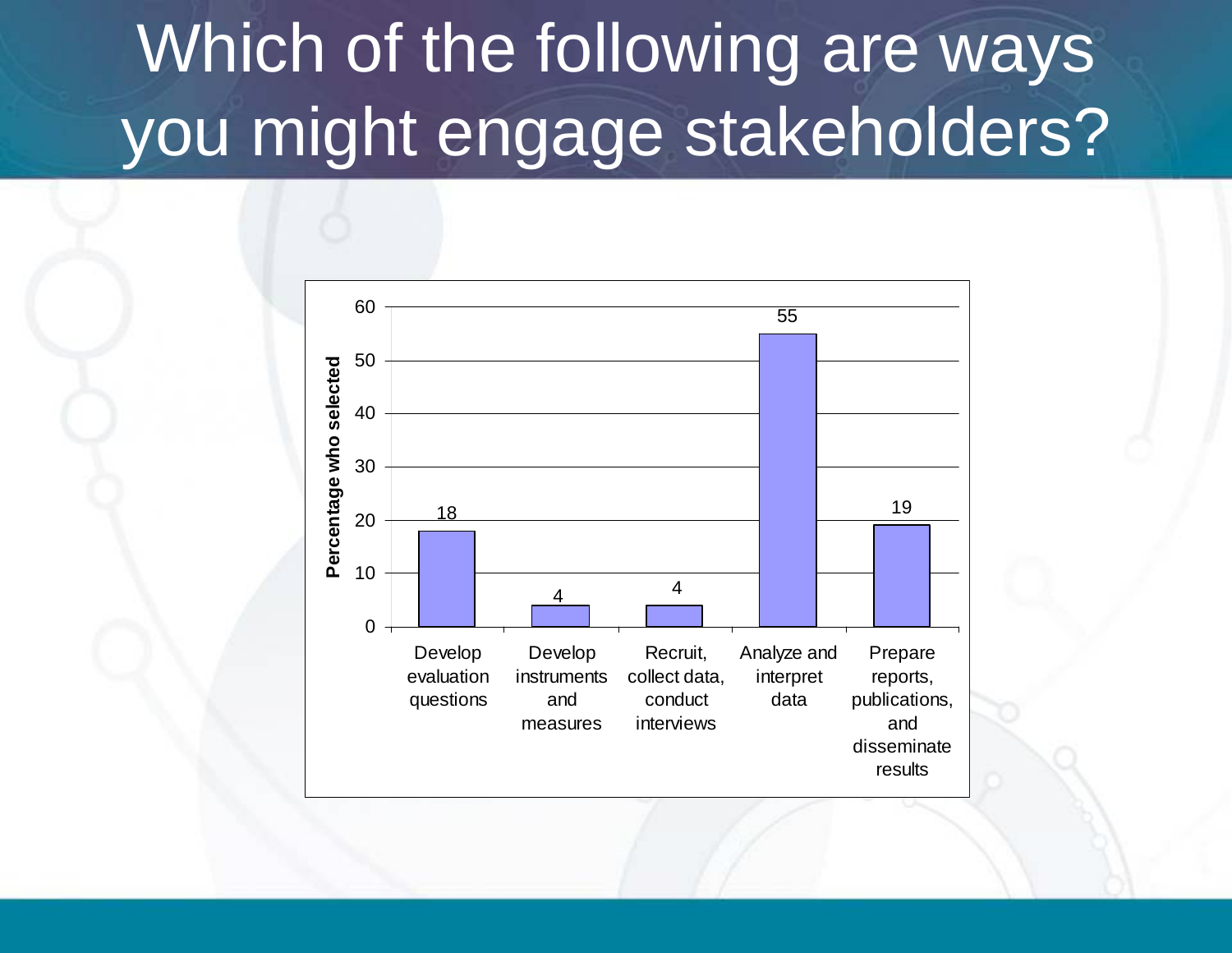# Which of the following are ways you might engage stakeholders?

| Option | Percentage who selected |
| --- | --- |
| Develop evaluation questions | 18 |
| Develop instruments and measures | 4 |
| Recruit, collect data, conduct interviews | 4 |
| Analyze and interpret data | 55 |
| Prepare reports, publications, and disseminate results | 19 |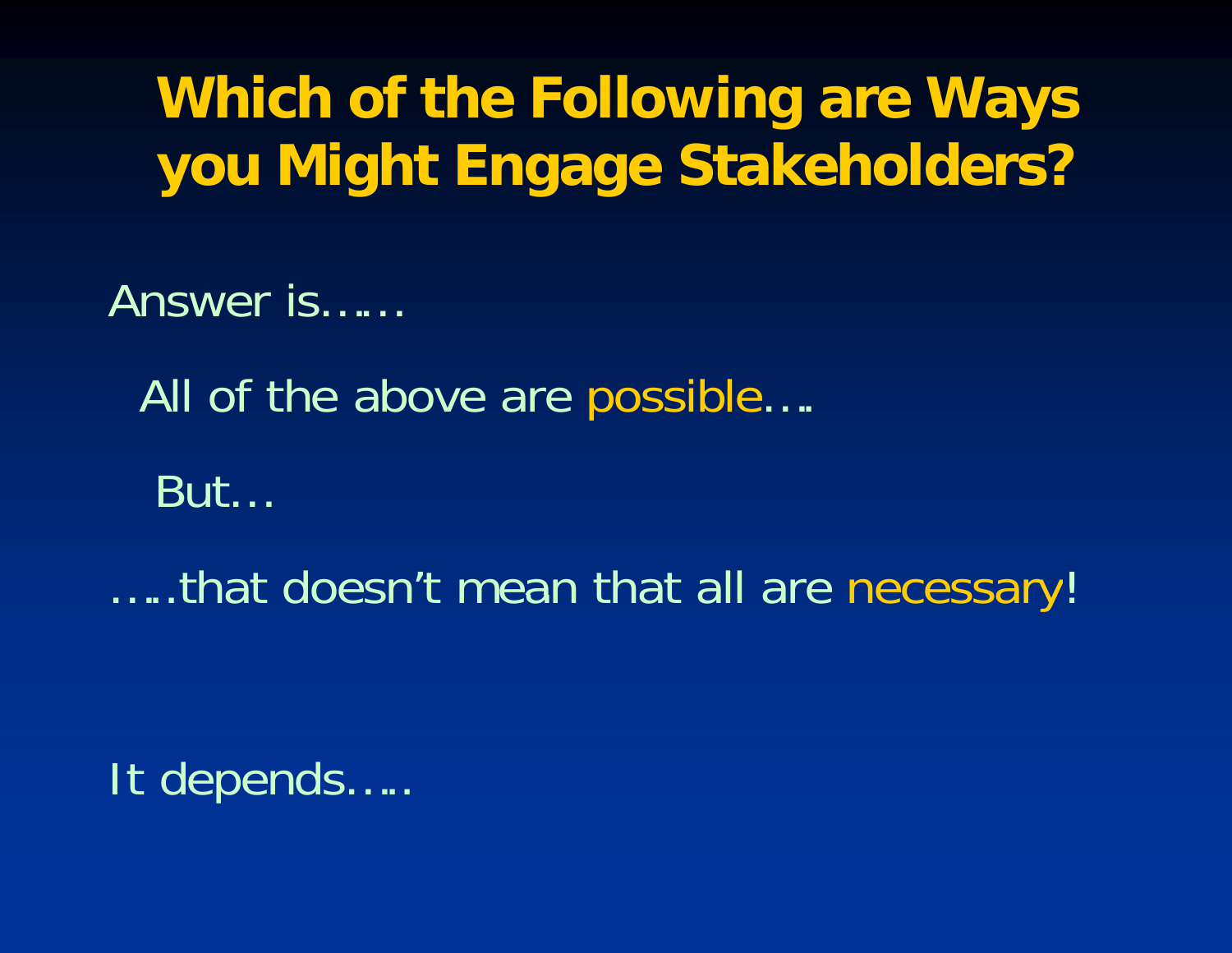# Which of the Following are Ways you Might Engage Stakeholders?

Answer is……

All of the above are possible….

But…

…..that doesn't mean that all are necessary!

It depends…..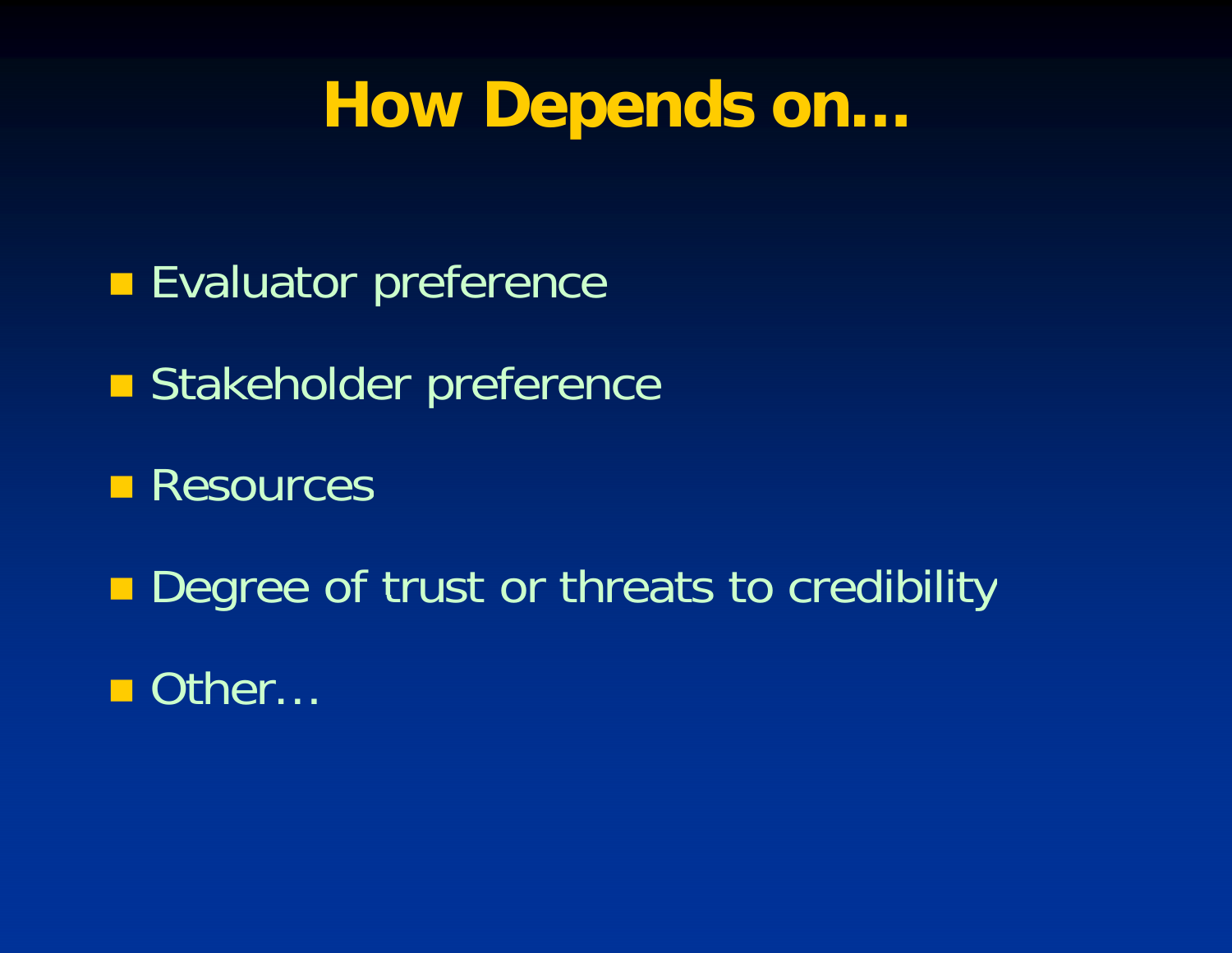# How Depends on…

- Evaluator preference
- Stakeholder preference
- Resources
- Degree of trust or threats to credibility
- Other…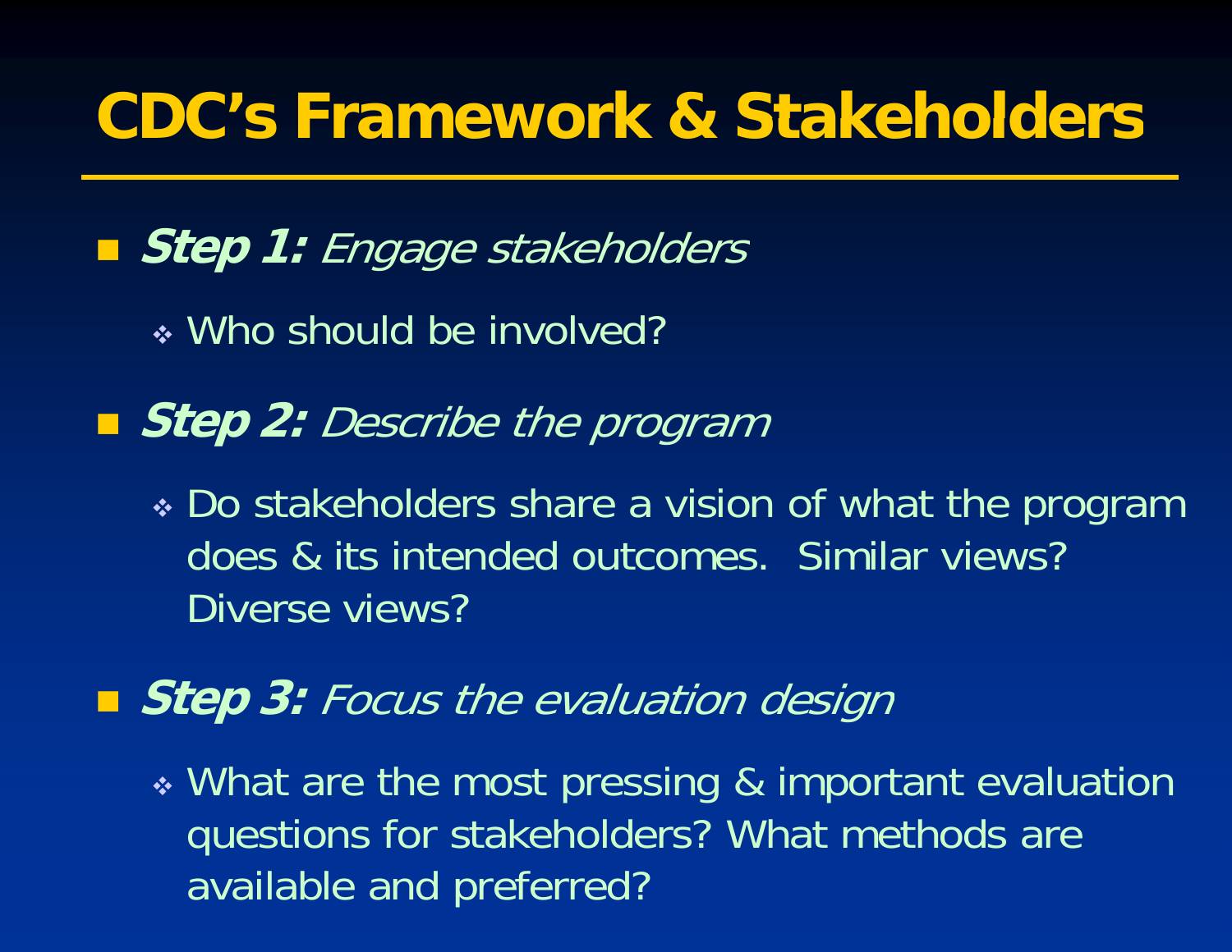# CDC's Framework & Stakeholders

- ***Step 1:*** *Engage stakeholders*
  - Who should be involved?
- ***Step 2:*** *Describe the program*
  - Do stakeholders share a vision of what the program does & its intended outcomes. Similar views? Diverse views?
- ***Step 3:*** *Focus the evaluation design*
  - What are the most pressing & important evaluation questions for stakeholders? What methods are available and preferred?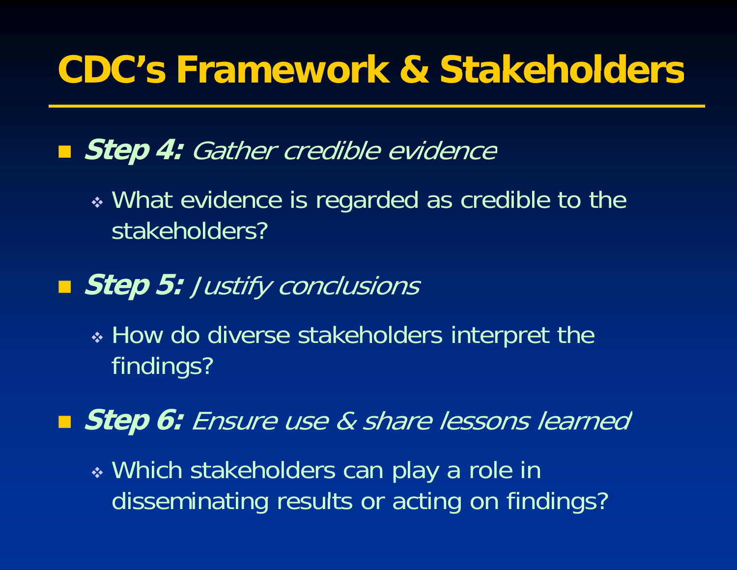# CDC's Framework & Stakeholders

- ***Step 4:*** *Gather credible evidence*
  - What evidence is regarded as credible to the stakeholders?
- ***Step 5:*** *Justify conclusions*
  - How do diverse stakeholders interpret the findings?
- ***Step 6:*** *Ensure use & share lessons learned*
  - Which stakeholders can play a role in disseminating results or acting on findings?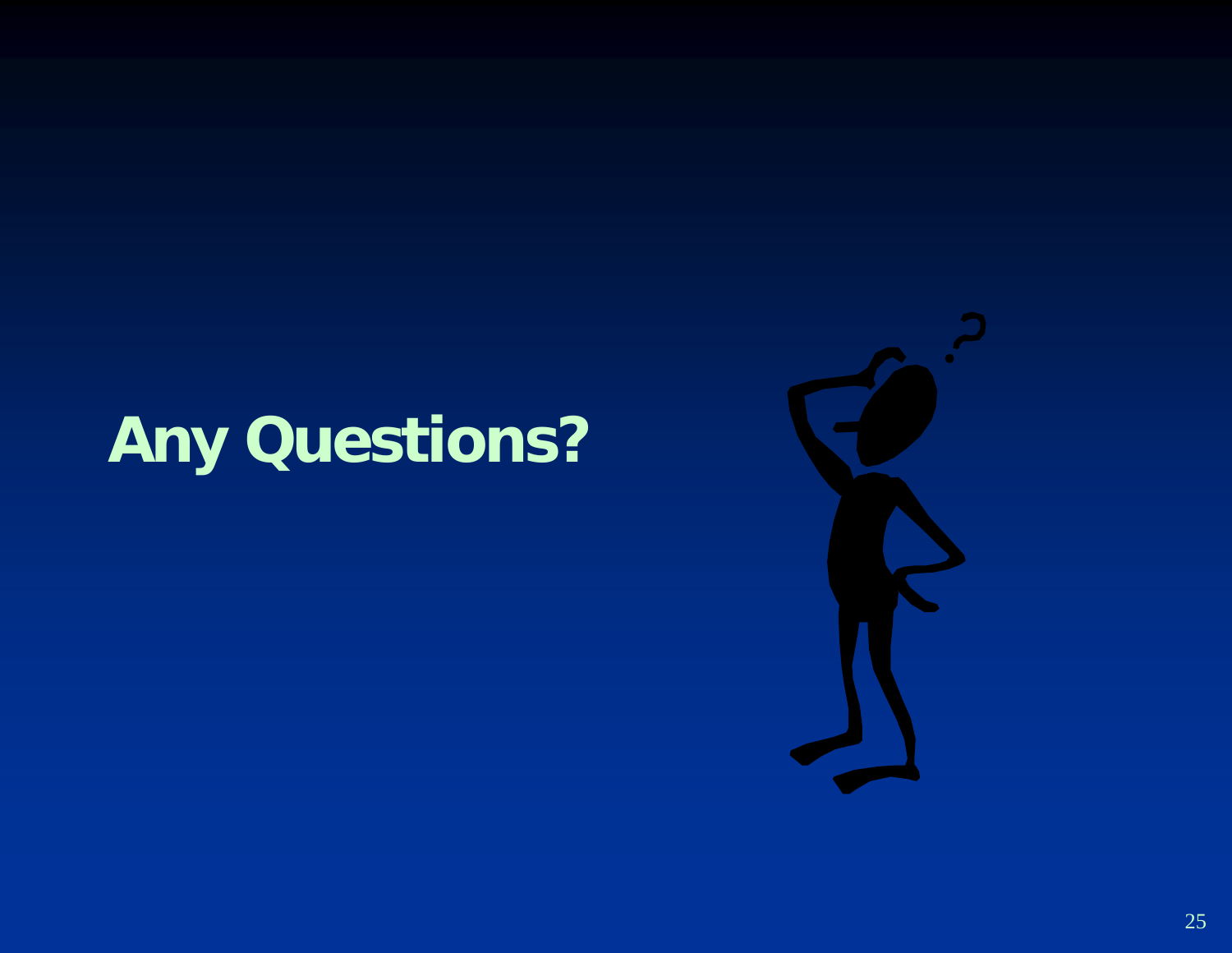# Any Questions?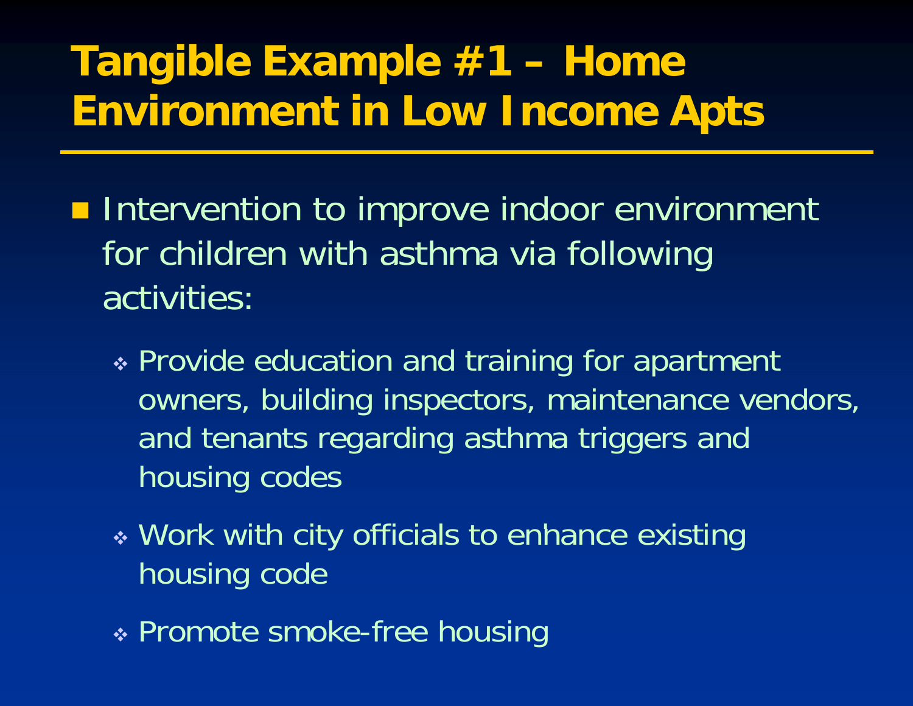# Tangible Example #1 – Home Environment in Low Income Apts

- Intervention to improve indoor environment for children with asthma via following activities:
  - Provide education and training for apartment owners, building inspectors, maintenance vendors, and tenants regarding asthma triggers and housing codes
  - Work with city officials to enhance existing housing code
  - Promote smoke-free housing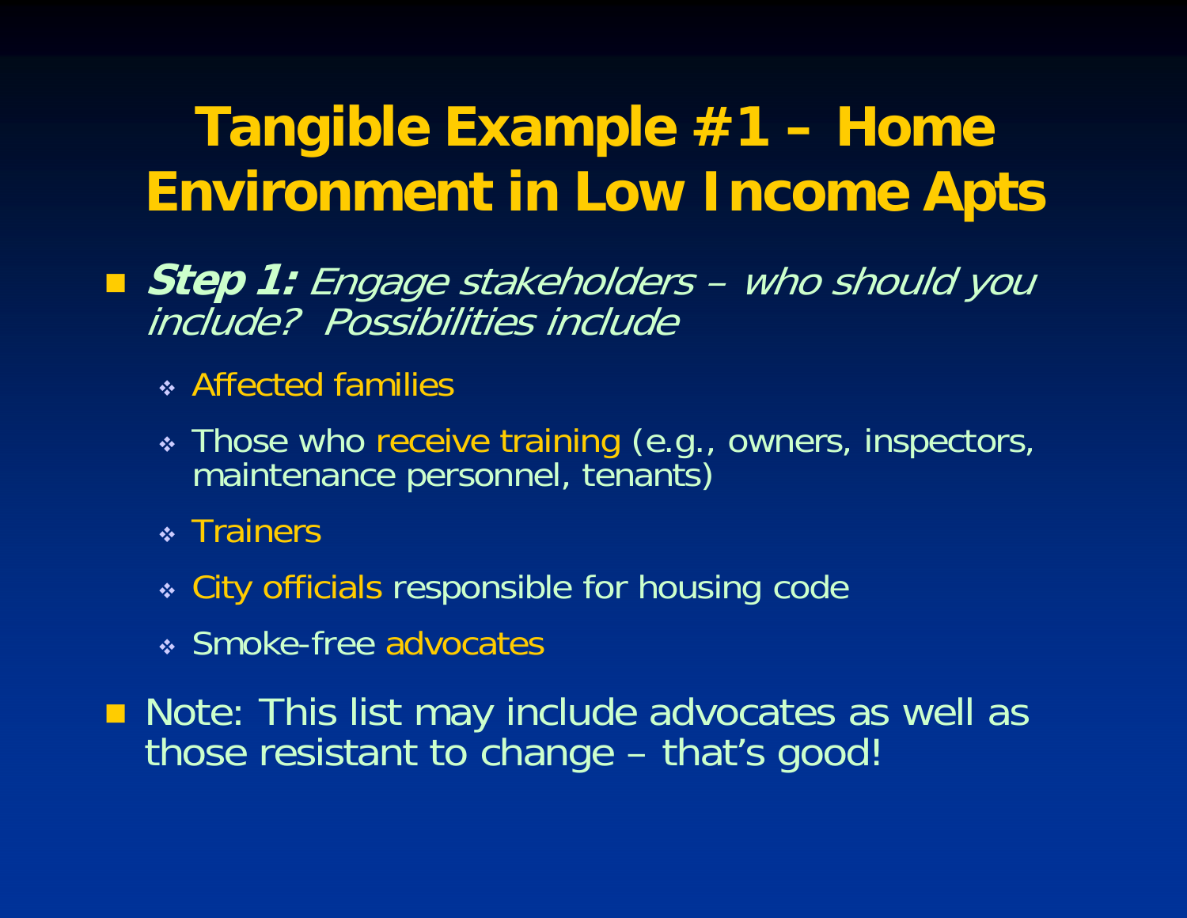# Tangible Example #1 – Home Environment in Low Income Apts

- ***Step 1:*** *Engage stakeholders – who should you include? Possibilities include*
  - Affected families
  - Those who receive training (e.g., owners, inspectors, maintenance personnel, tenants)
  - Trainers
  - City officials responsible for housing code
  - Smoke-free advocates
- Note: This list may include advocates as well as those resistant to change – that's good!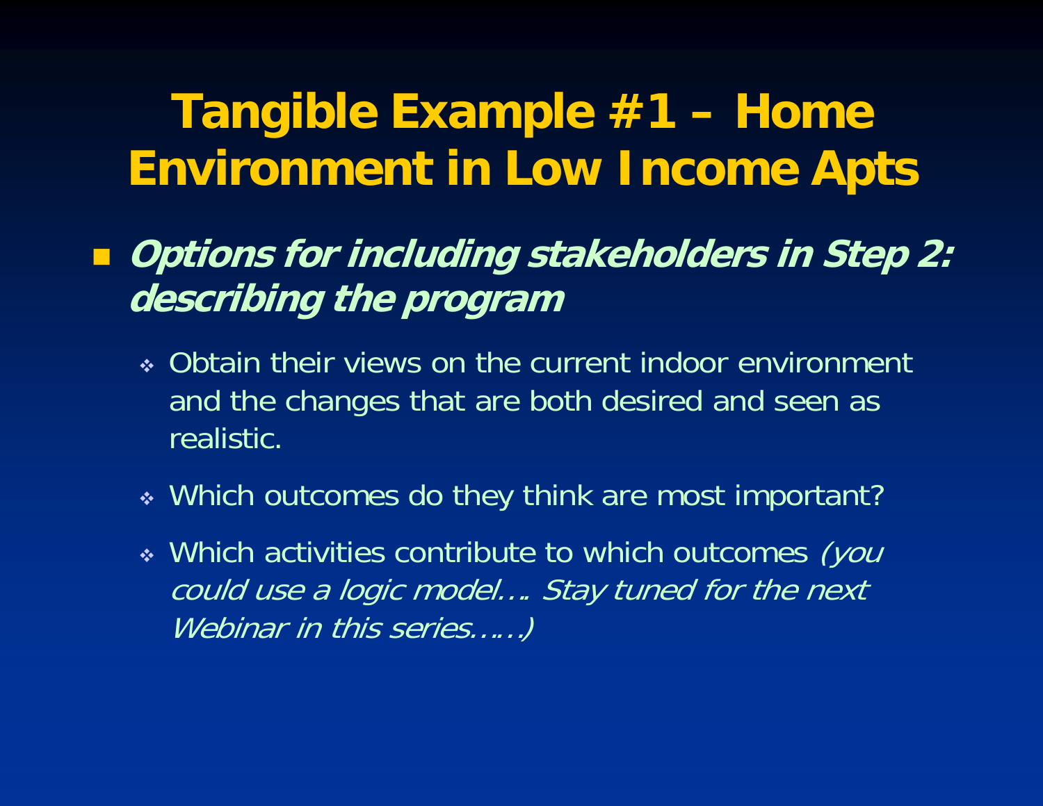# Tangible Example #1 – Home Environment in Low Income Apts

- ***Options for including stakeholders in Step 2: describing the program***
  - Obtain their views on the current indoor environment and the changes that are both desired and seen as realistic.
  - Which outcomes do they think are most important?
  - Which activities contribute to which outcomes *(you could use a logic model…. Stay tuned for the next Webinar in this series……)*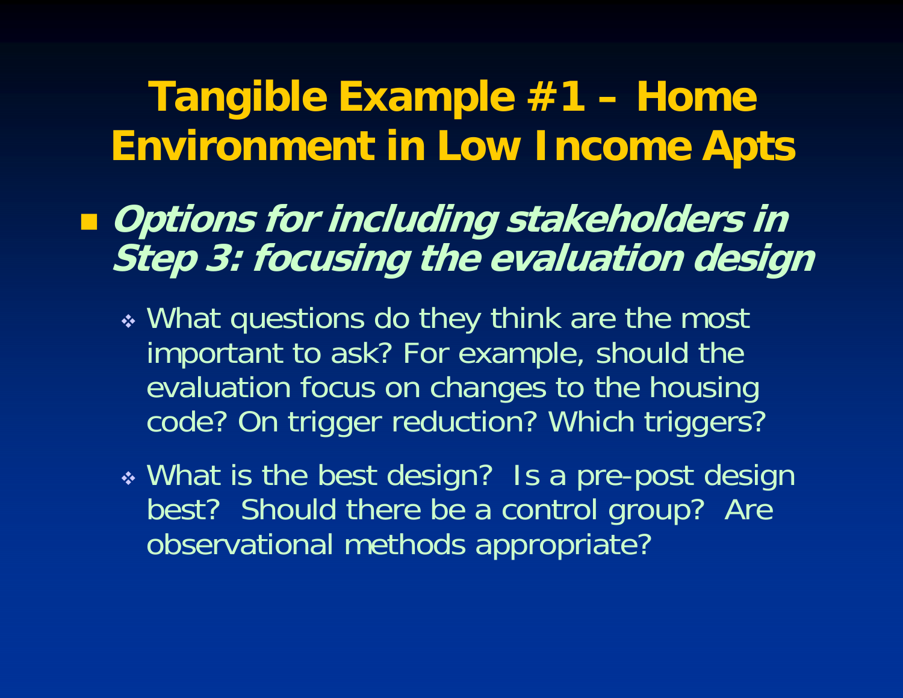# Tangible Example #1 – Home Environment in Low Income Apts

- ***Options for including stakeholders in Step 3: focusing the evaluation design***
  - What questions do they think are the most important to ask? For example, should the evaluation focus on changes to the housing code? On trigger reduction? Which triggers?
  - What is the best design? Is a pre-post design best? Should there be a control group? Are observational methods appropriate?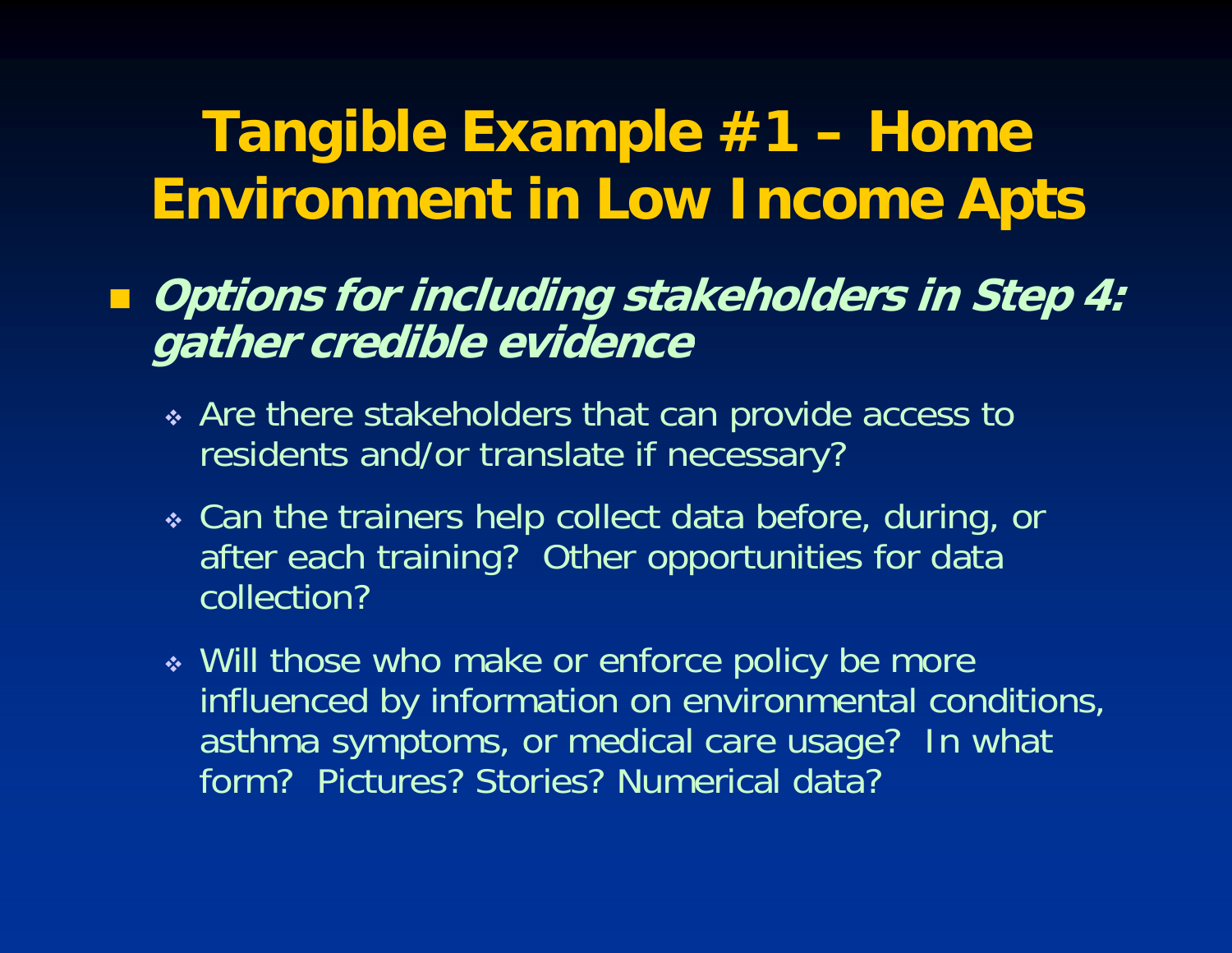# Tangible Example #1 – Home Environment in Low Income Apts

- ***Options for including stakeholders in Step 4: gather credible evidence***
  - Are there stakeholders that can provide access to residents and/or translate if necessary?
  - Can the trainers help collect data before, during, or after each training? Other opportunities for data collection?
  - Will those who make or enforce policy be more influenced by information on environmental conditions, asthma symptoms, or medical care usage? In what form? Pictures? Stories? Numerical data?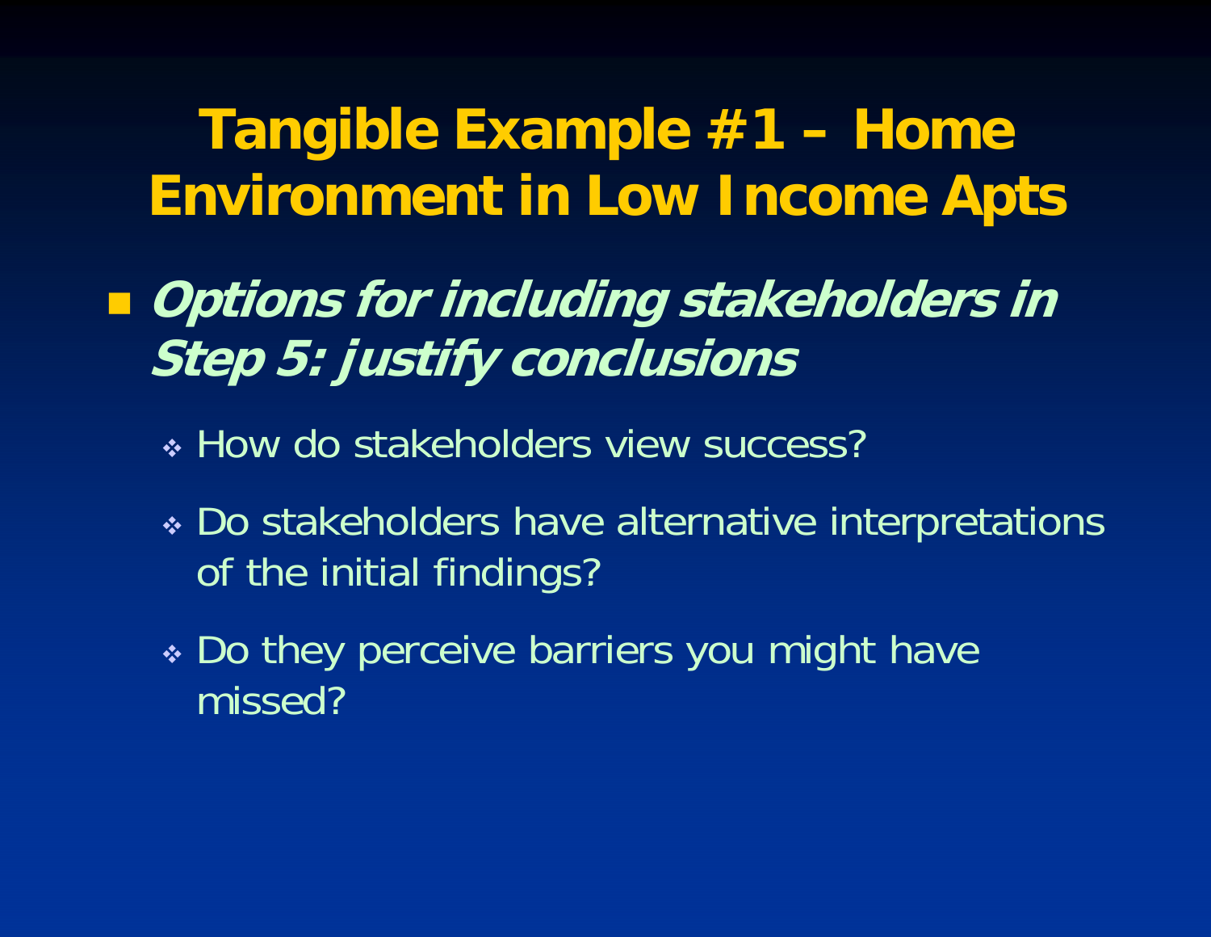# Tangible Example #1 – Home Environment in Low Income Apts

- ***Options for including stakeholders in Step 5: justify conclusions***
  - How do stakeholders view success?
  - Do stakeholders have alternative interpretations of the initial findings?
  - Do they perceive barriers you might have missed?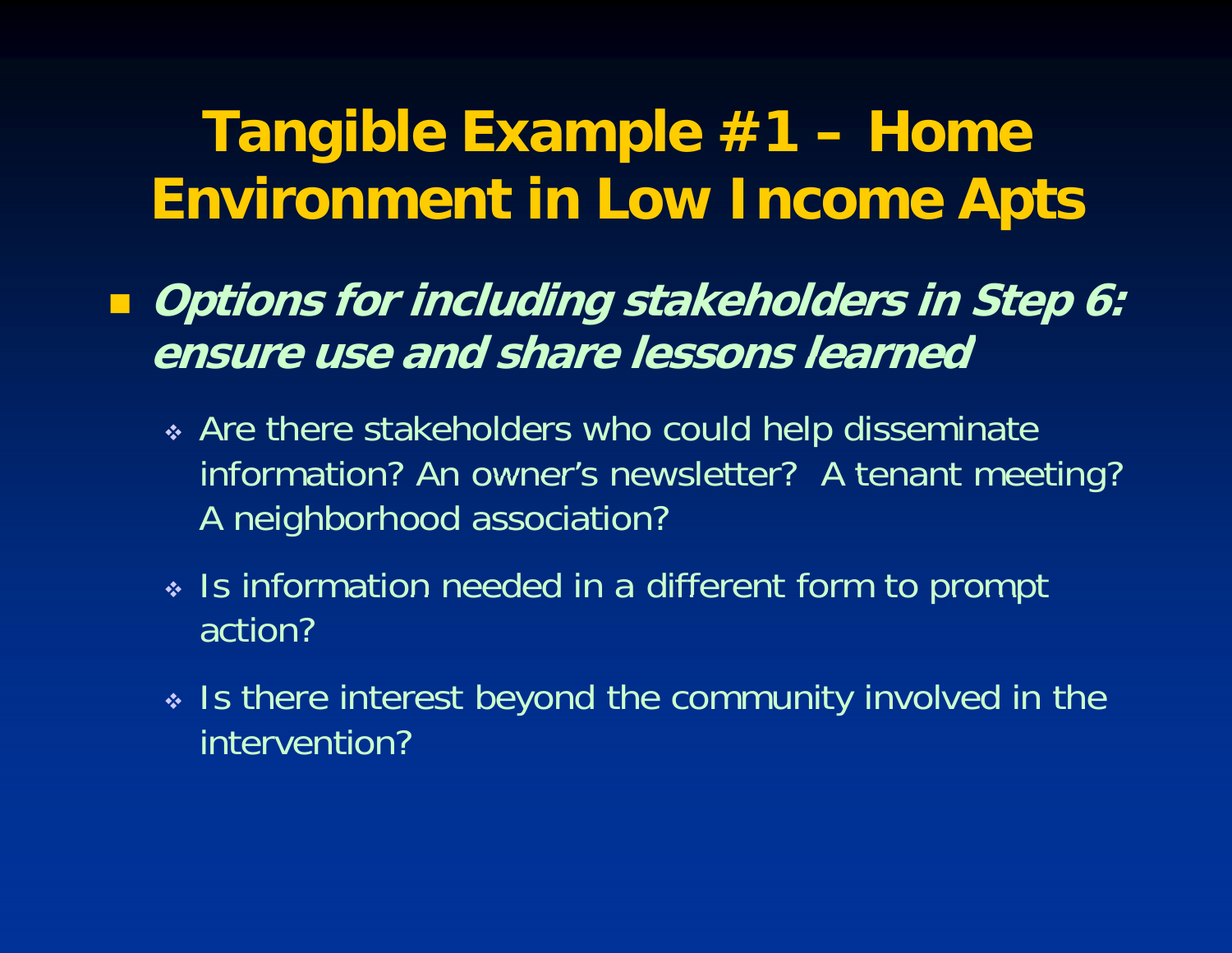# Tangible Example #1 – Home Environment in Low Income Apts

- ***Options for including stakeholders in Step 6: ensure use and share lessons learned***
  - Are there stakeholders who could help disseminate information? An owner's newsletter? A tenant meeting? A neighborhood association?
  - Is information needed in a different form to prompt action?
  - Is there interest beyond the community involved in the intervention?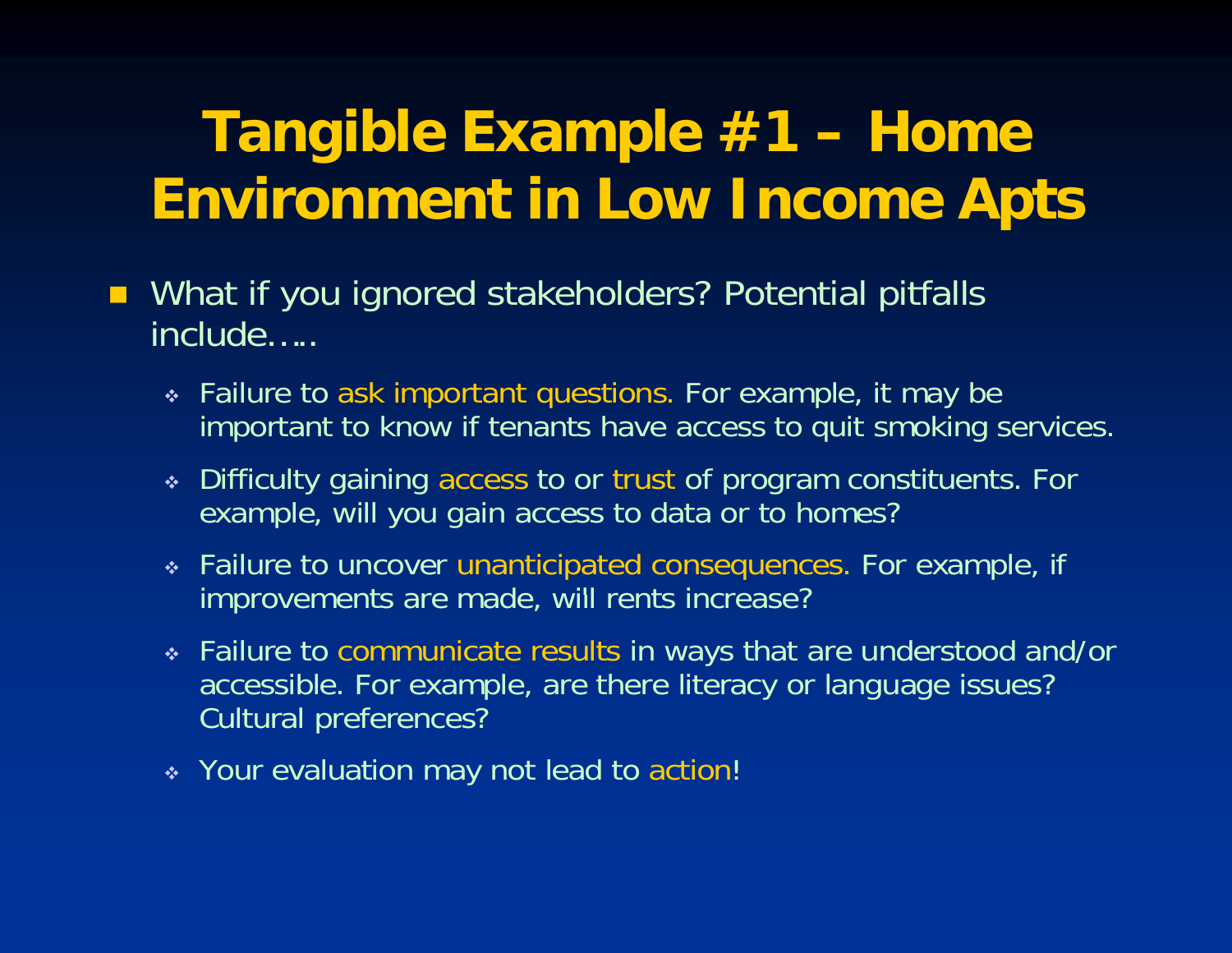# Tangible Example #1 – Home Environment in Low Income Apts

- What if you ignored stakeholders? Potential pitfalls include…..
  - Failure to ask important questions. For example, it may be important to know if tenants have access to quit smoking services.
  - Difficulty gaining access to or trust of program constituents. For example, will you gain access to data or to homes?
  - Failure to uncover unanticipated consequences. For example, if improvements are made, will rents increase?
  - Failure to communicate results in ways that are understood and/or accessible. For example, are there literacy or language issues? Cultural preferences?
  - Your evaluation may not lead to action!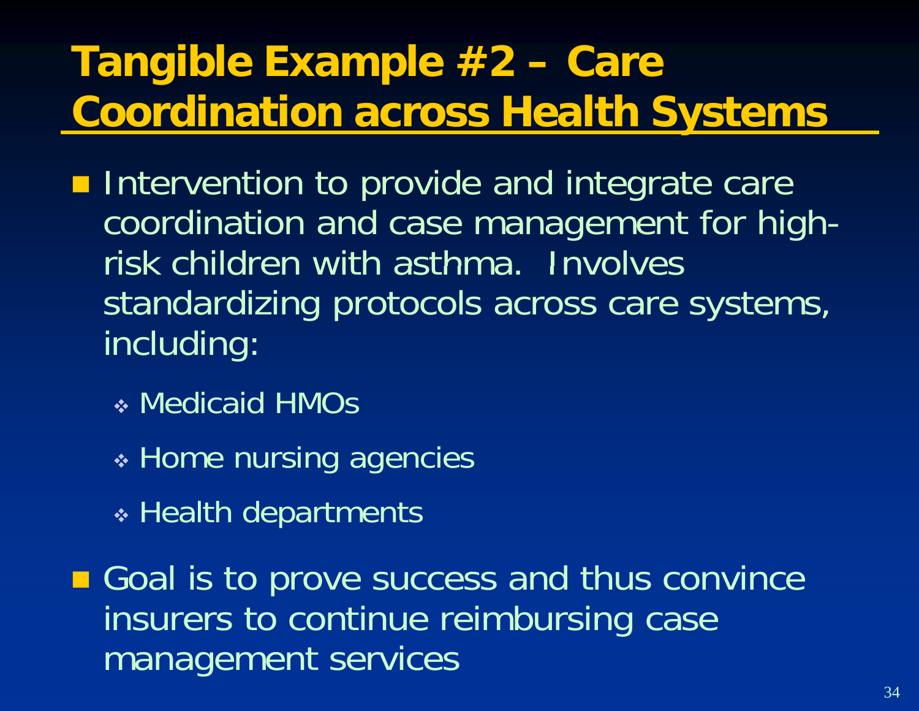# Tangible Example #2 – Care Coordination across Health Systems

- Intervention to provide and integrate care coordination and case management for high-risk children with asthma. Involves standardizing protocols across care systems, including:
  - Medicaid HMOs
  - Home nursing agencies
  - Health departments
- Goal is to prove success and thus convince insurers to continue reimbursing case management services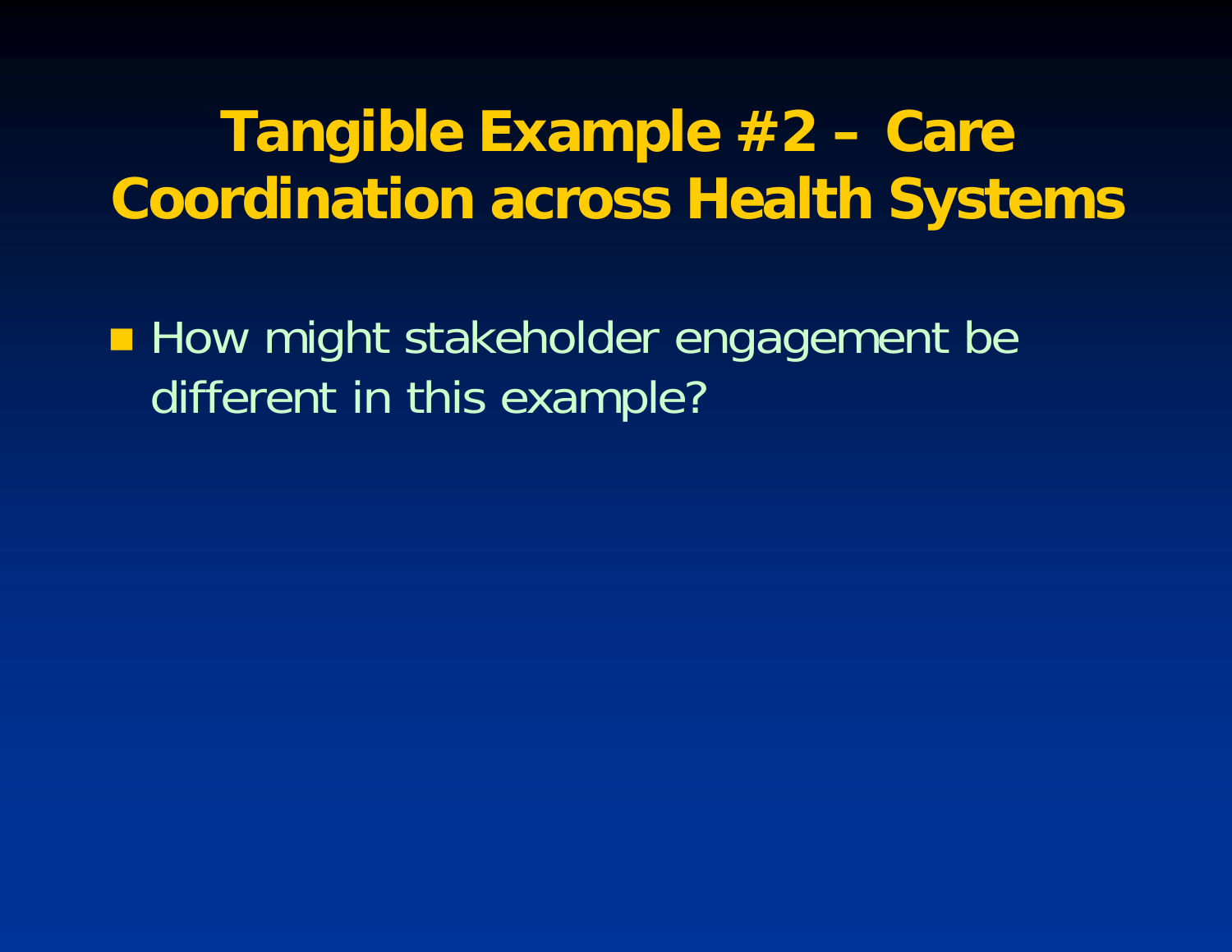# Tangible Example #2 – Care Coordination across Health Systems

- How might stakeholder engagement be different in this example?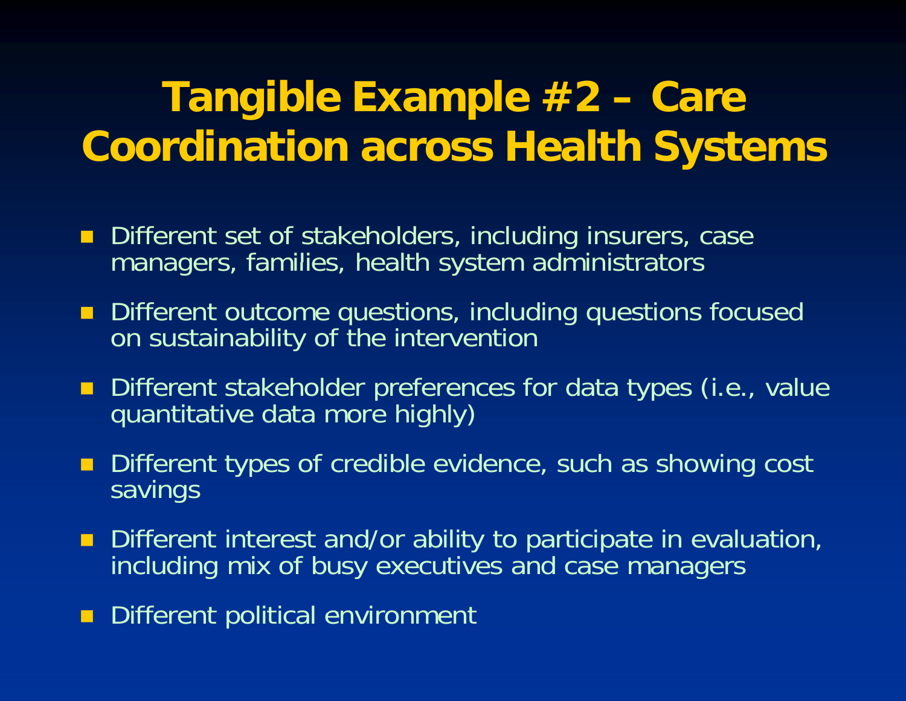# Tangible Example #2 – Care Coordination across Health Systems

- Different set of stakeholders, including insurers, case managers, families, health system administrators
- Different outcome questions, including questions focused on sustainability of the intervention
- Different stakeholder preferences for data types (i.e., value quantitative data more highly)
- Different types of credible evidence, such as showing cost savings
- Different interest and/or ability to participate in evaluation, including mix of busy executives and case managers
- Different political environment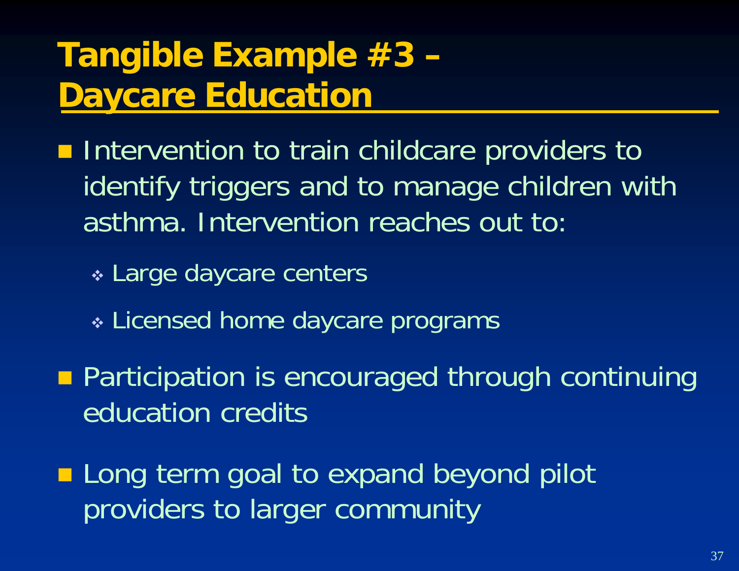# Tangible Example #3 – Daycare Education

- Intervention to train childcare providers to identify triggers and to manage children with asthma. Intervention reaches out to:
  - Large daycare centers
  - Licensed home daycare programs
- Participation is encouraged through continuing education credits
- Long term goal to expand beyond pilot providers to larger community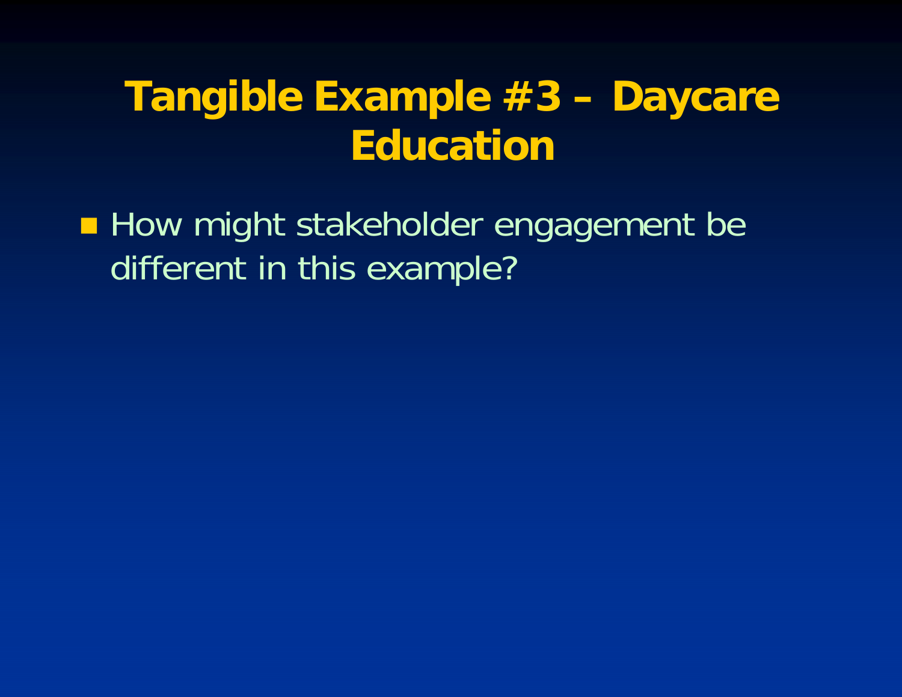# Tangible Example #3 – Daycare Education

- How might stakeholder engagement be different in this example?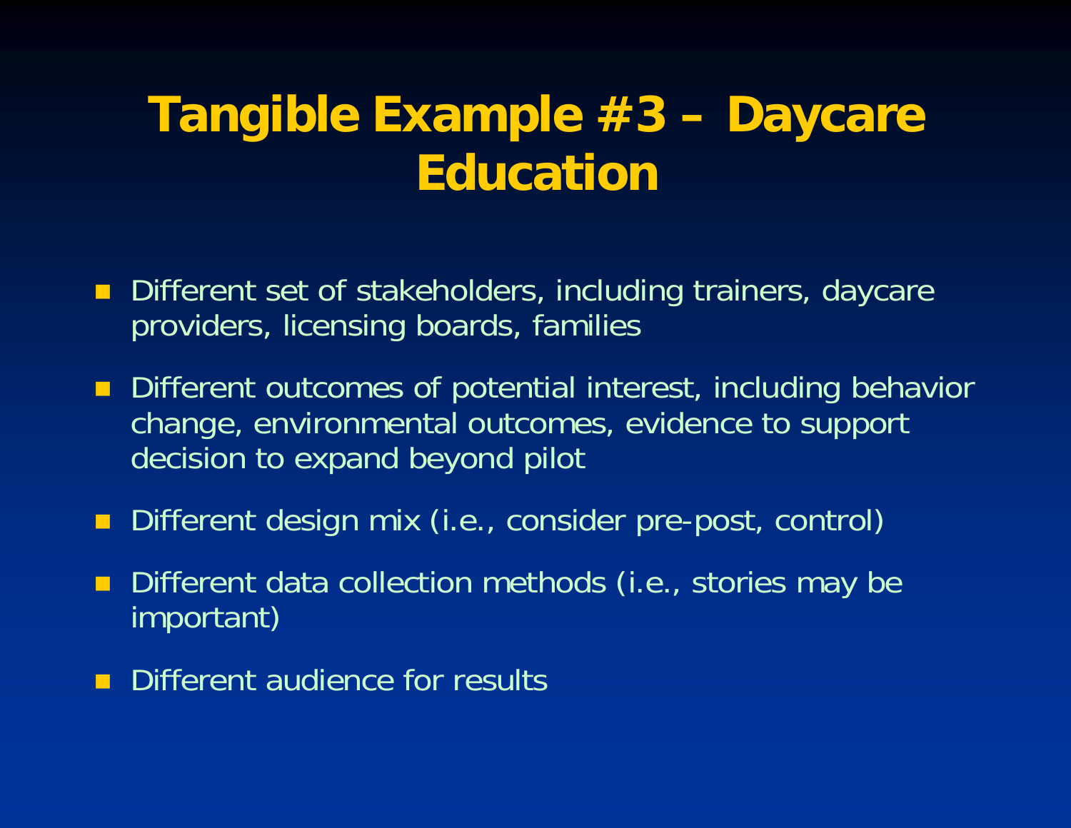# Tangible Example #3 – Daycare Education

- Different set of stakeholders, including trainers, daycare providers, licensing boards, families
- Different outcomes of potential interest, including behavior change, environmental outcomes, evidence to support decision to expand beyond pilot
- Different design mix (i.e., consider pre-post, control)
- Different data collection methods (i.e., stories may be important)
- Different audience for results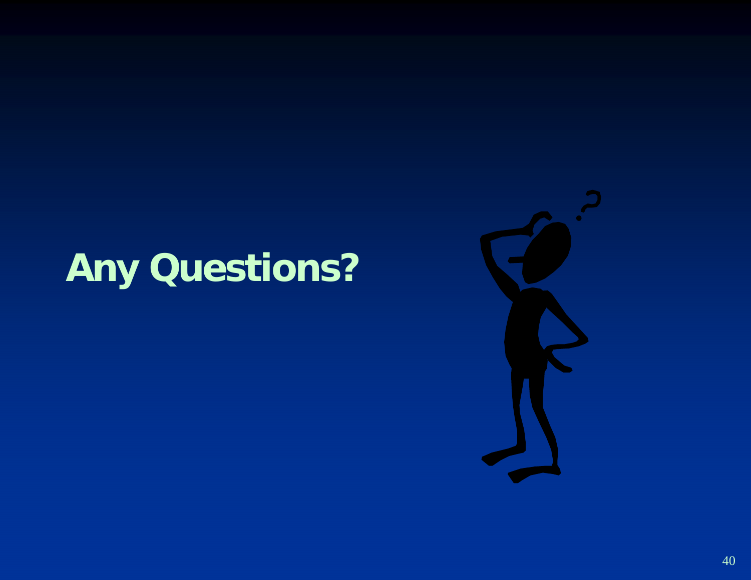# Any Questions?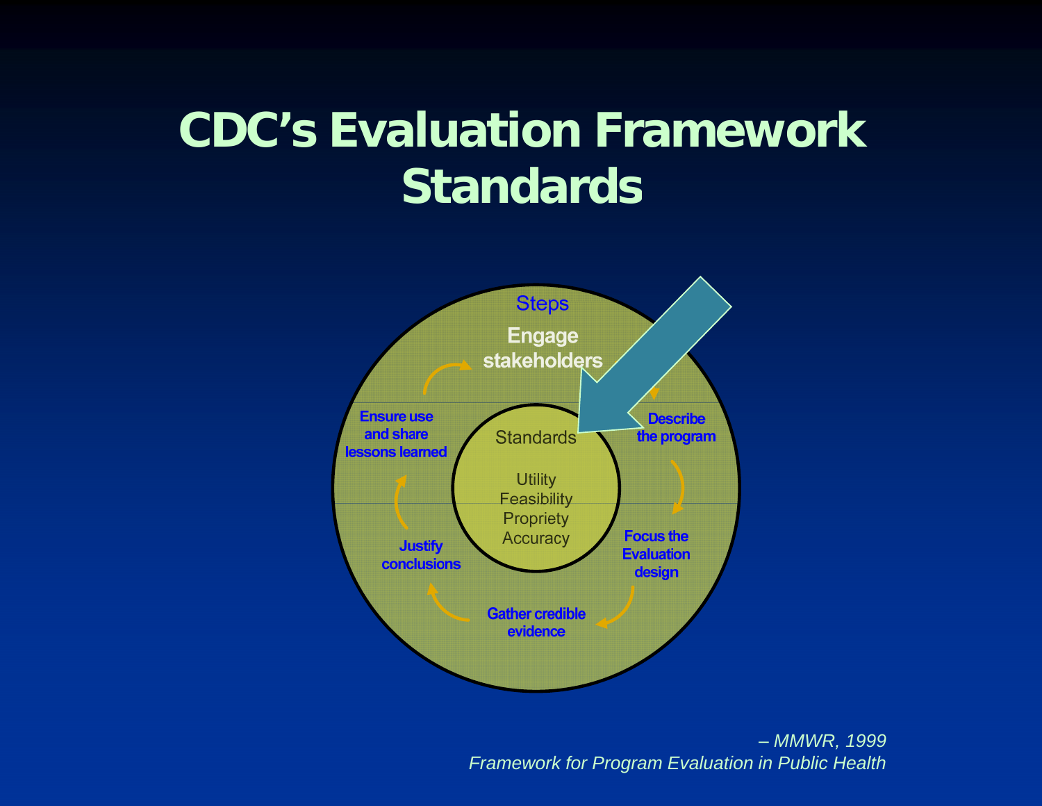# CDC's Evaluation Framework Standards

Steps

**Engage stakeholders**

**Describe the program**

**Focus the Evaluation design**

**Gather credible evidence**

**Justify conclusions**

**Ensure use and share lessons learned**

Standards

Utility
Feasibility
Propriety
Accuracy

*– MMWR, 1999*
*Framework for Program Evaluation in Public Health*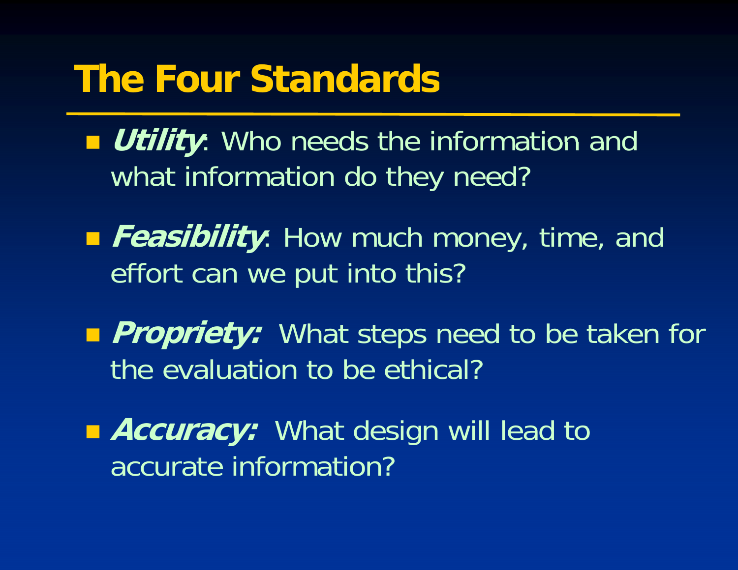# The Four Standards

- ***Utility***: Who needs the information and what information do they need?
- ***Feasibility***: How much money, time, and effort can we put into this?
- ***Propriety:*** What steps need to be taken for the evaluation to be ethical?
- ***Accuracy:*** What design will lead to accurate information?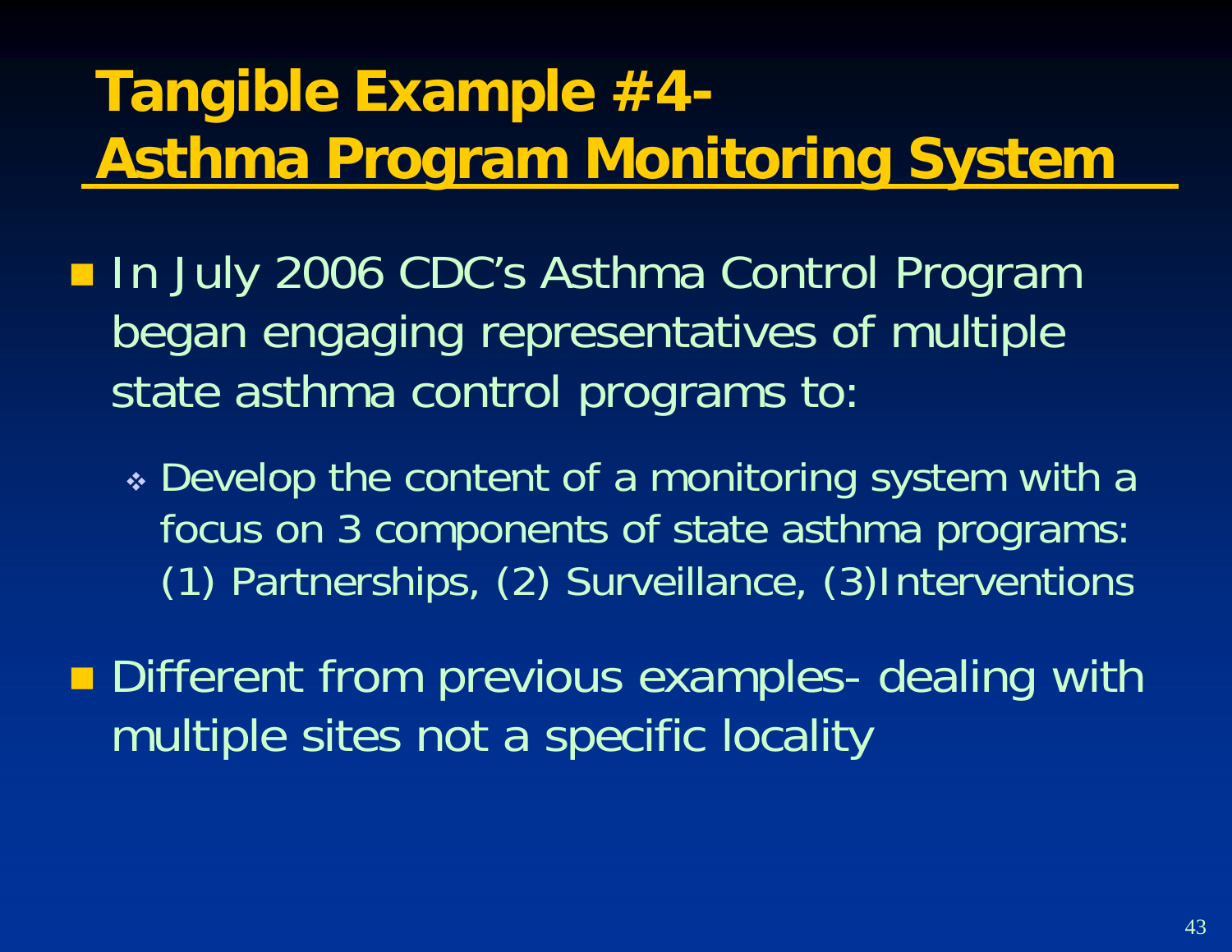# Tangible Example #4- Asthma Program Monitoring System

- In July 2006 CDC's Asthma Control Program began engaging representatives of multiple state asthma control programs to:
  - Develop the content of a monitoring system with a focus on 3 components of state asthma programs: (1) Partnerships, (2) Surveillance, (3)Interventions
- Different from previous examples- dealing with multiple sites not a specific locality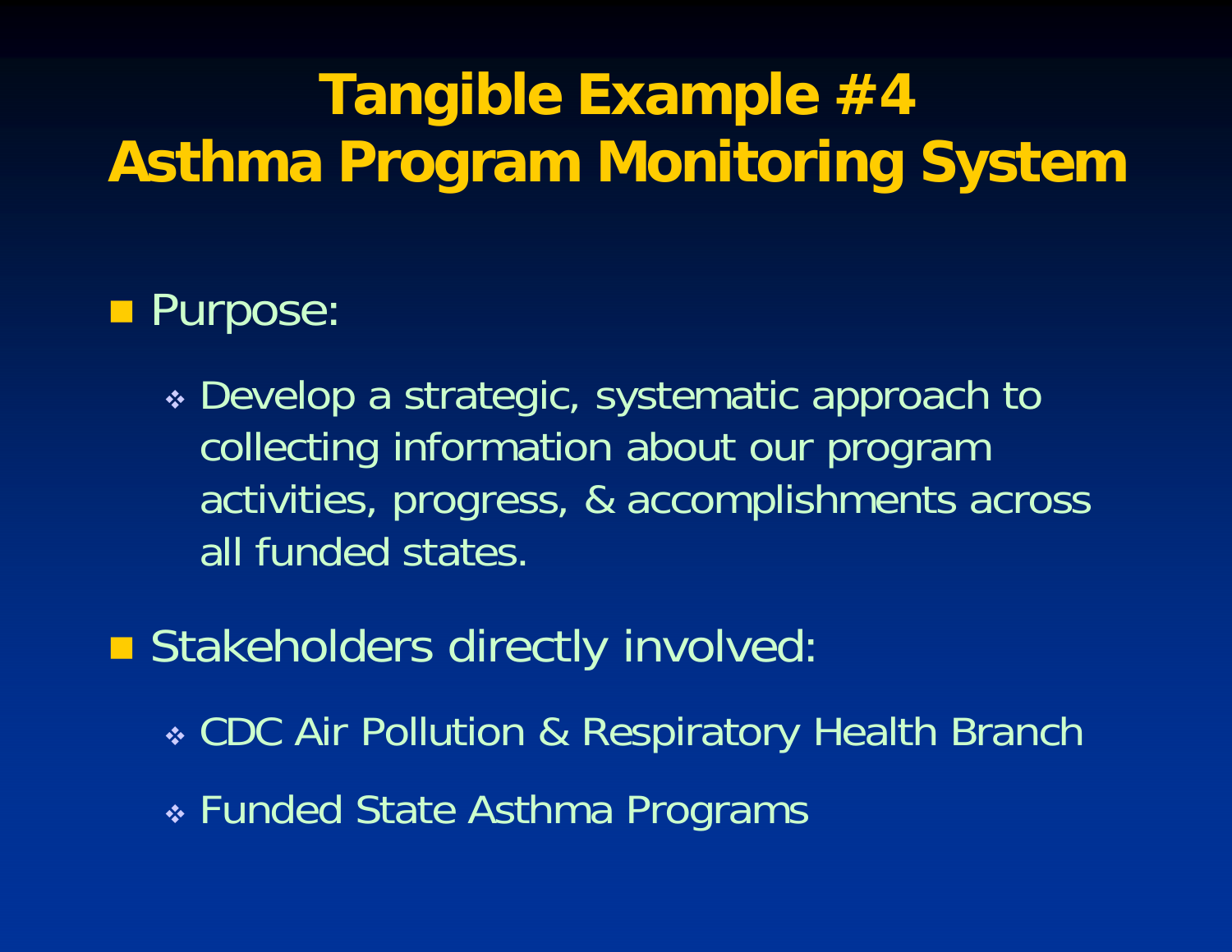# Tangible Example #4
# Asthma Program Monitoring System

- Purpose:
  - Develop a strategic, systematic approach to collecting information about our program activities, progress, & accomplishments across all funded states.
- Stakeholders directly involved:
  - CDC Air Pollution & Respiratory Health Branch
  - Funded State Asthma Programs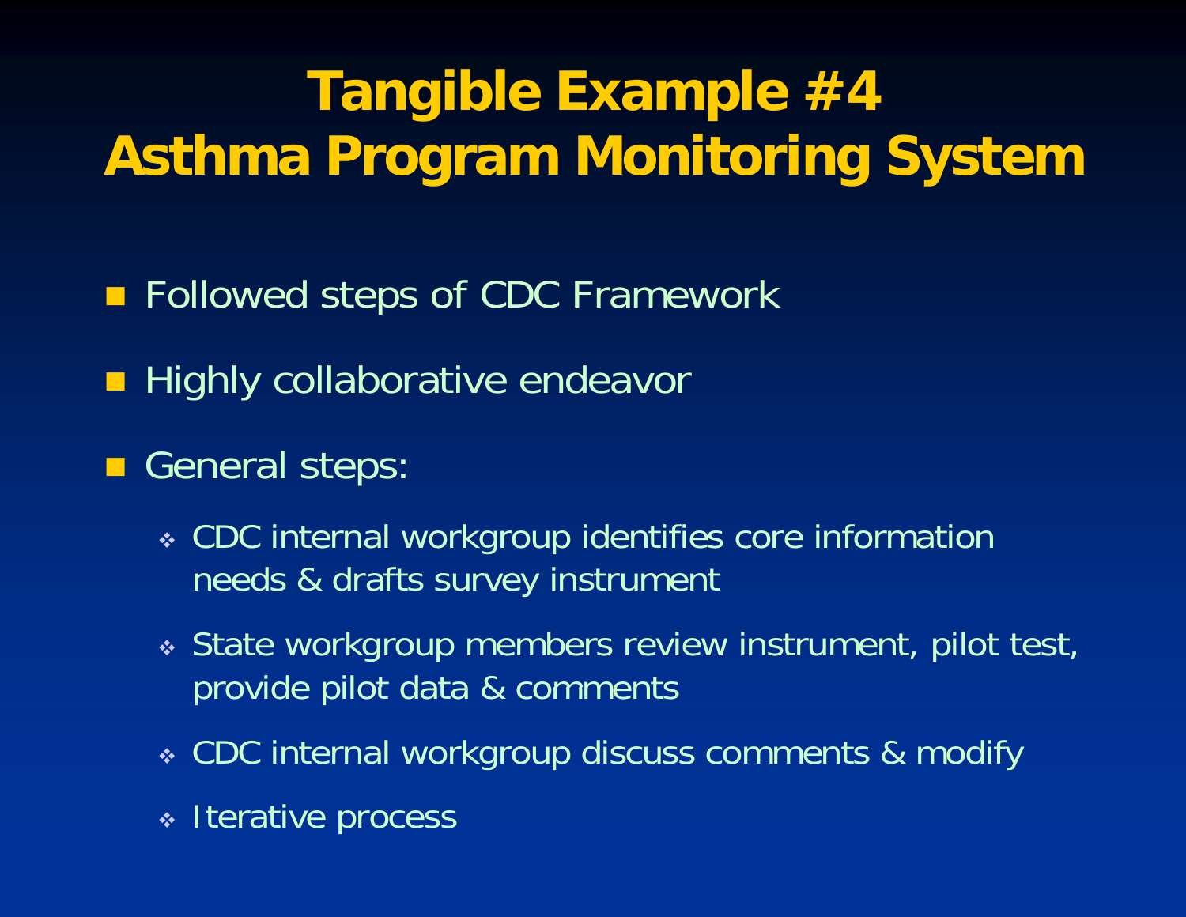# Tangible Example #4
# Asthma Program Monitoring System

- Followed steps of CDC Framework
- Highly collaborative endeavor
- General steps:
  - CDC internal workgroup identifies core information needs & drafts survey instrument
  - State workgroup members review instrument, pilot test, provide pilot data & comments
  - CDC internal workgroup discuss comments & modify
  - Iterative process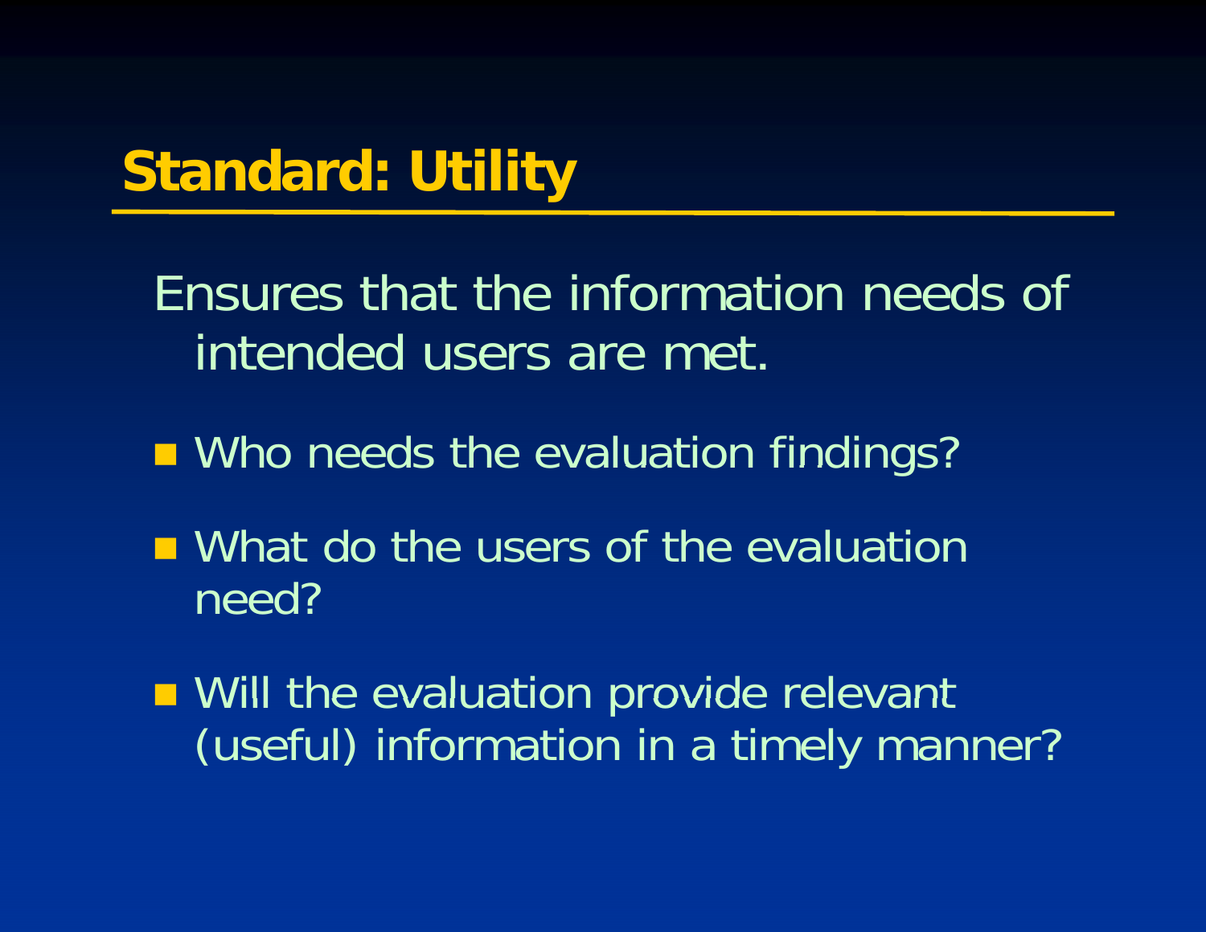# Standard: Utility

Ensures that the information needs of intended users are met.

- Who needs the evaluation findings?
- What do the users of the evaluation need?
- Will the evaluation provide relevant (useful) information in a timely manner?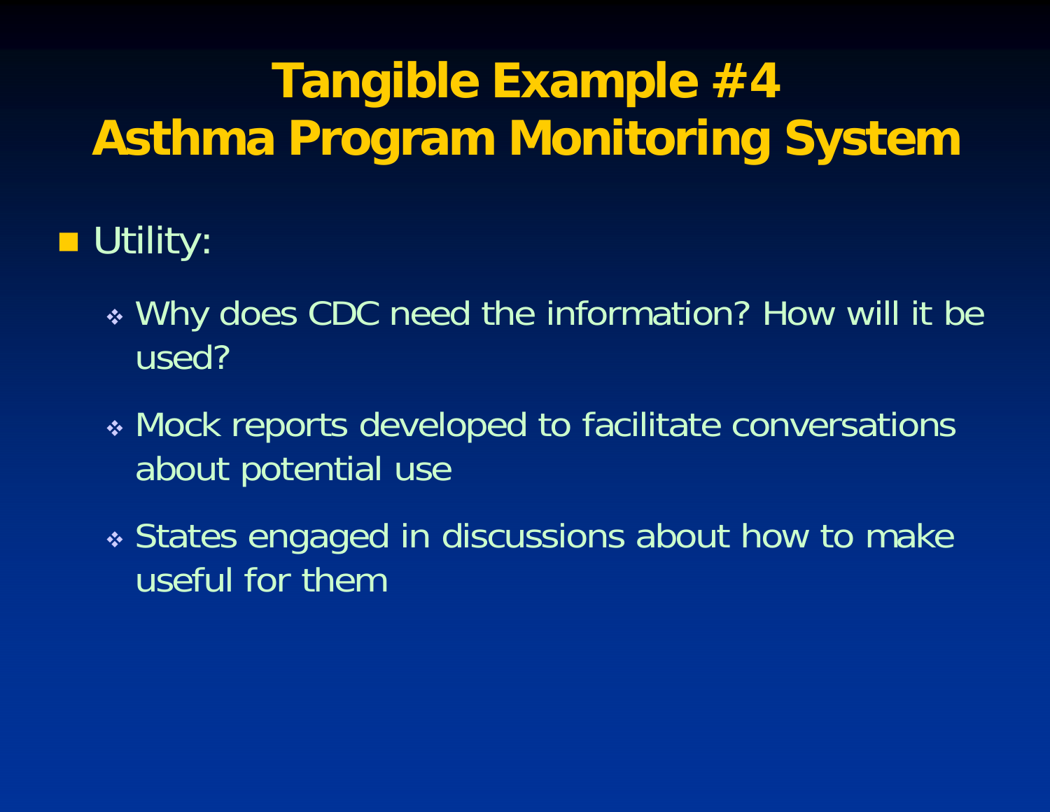# Tangible Example #4
# Asthma Program Monitoring System

- Utility:
  - Why does CDC need the information? How will it be used?
  - Mock reports developed to facilitate conversations about potential use
  - States engaged in discussions about how to make useful for them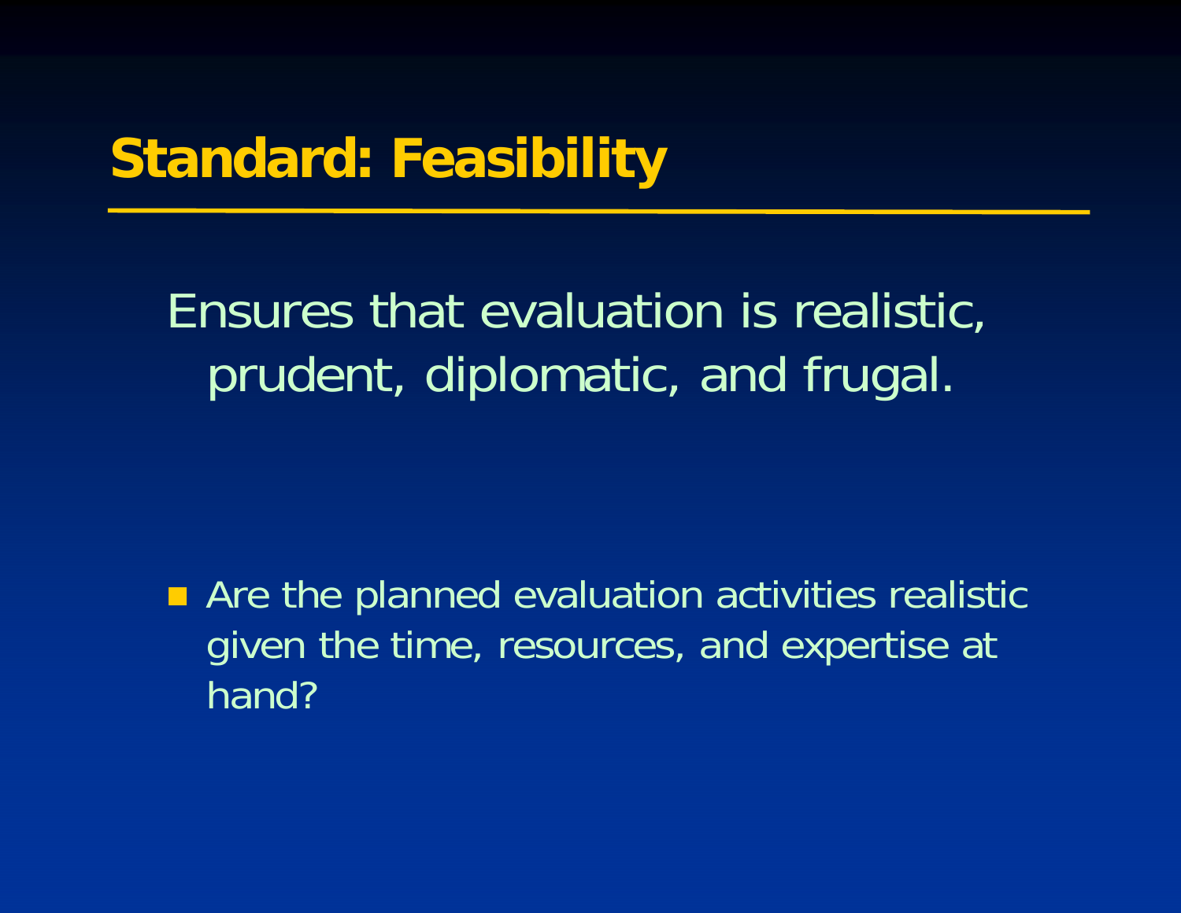# Standard: Feasibility

Ensures that evaluation is realistic, prudent, diplomatic, and frugal.

- Are the planned evaluation activities realistic given the time, resources, and expertise at hand?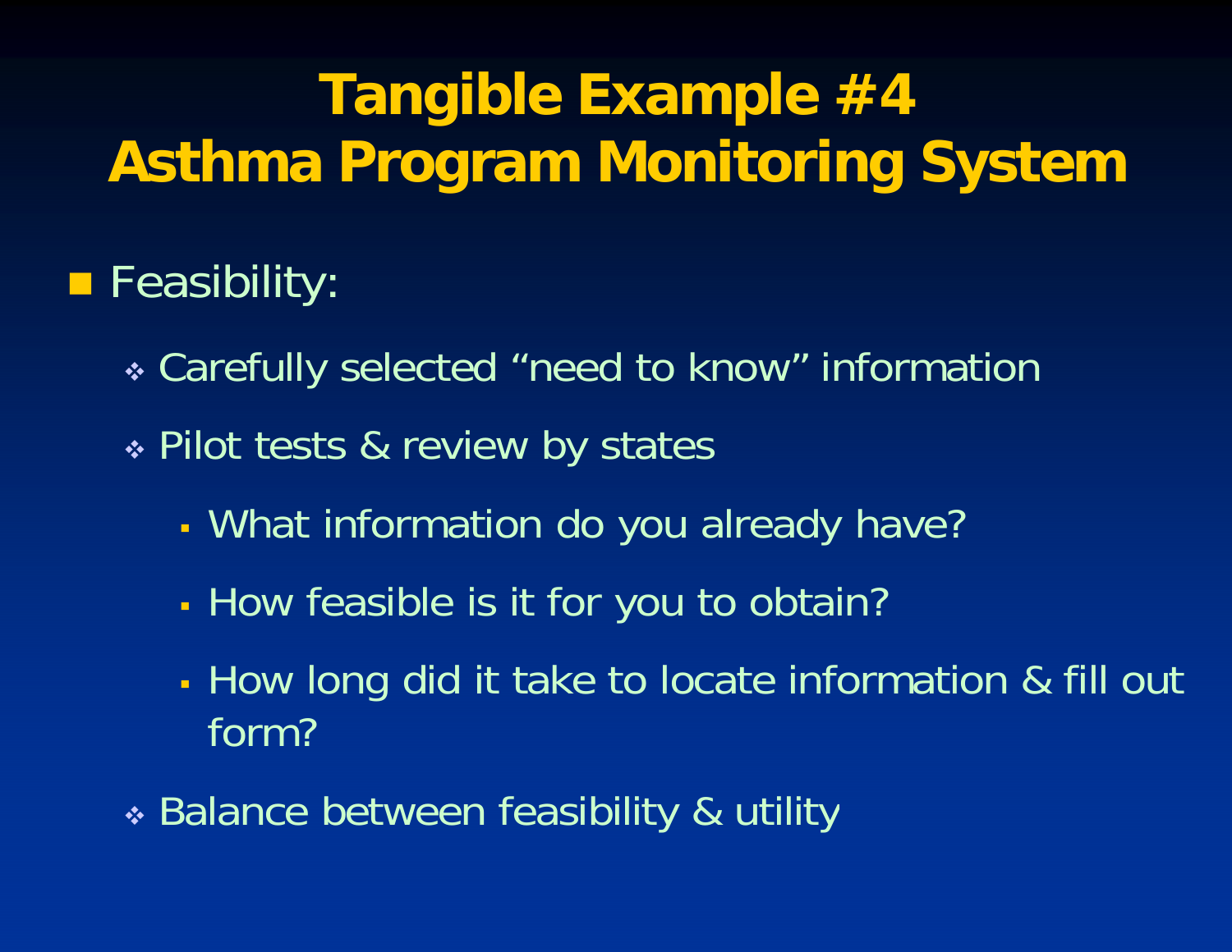# Tangible Example #4
# Asthma Program Monitoring System

- Feasibility:
  - Carefully selected "need to know" information
  - Pilot tests & review by states
    - What information do you already have?
    - How feasible is it for you to obtain?
    - How long did it take to locate information & fill out form?
  - Balance between feasibility & utility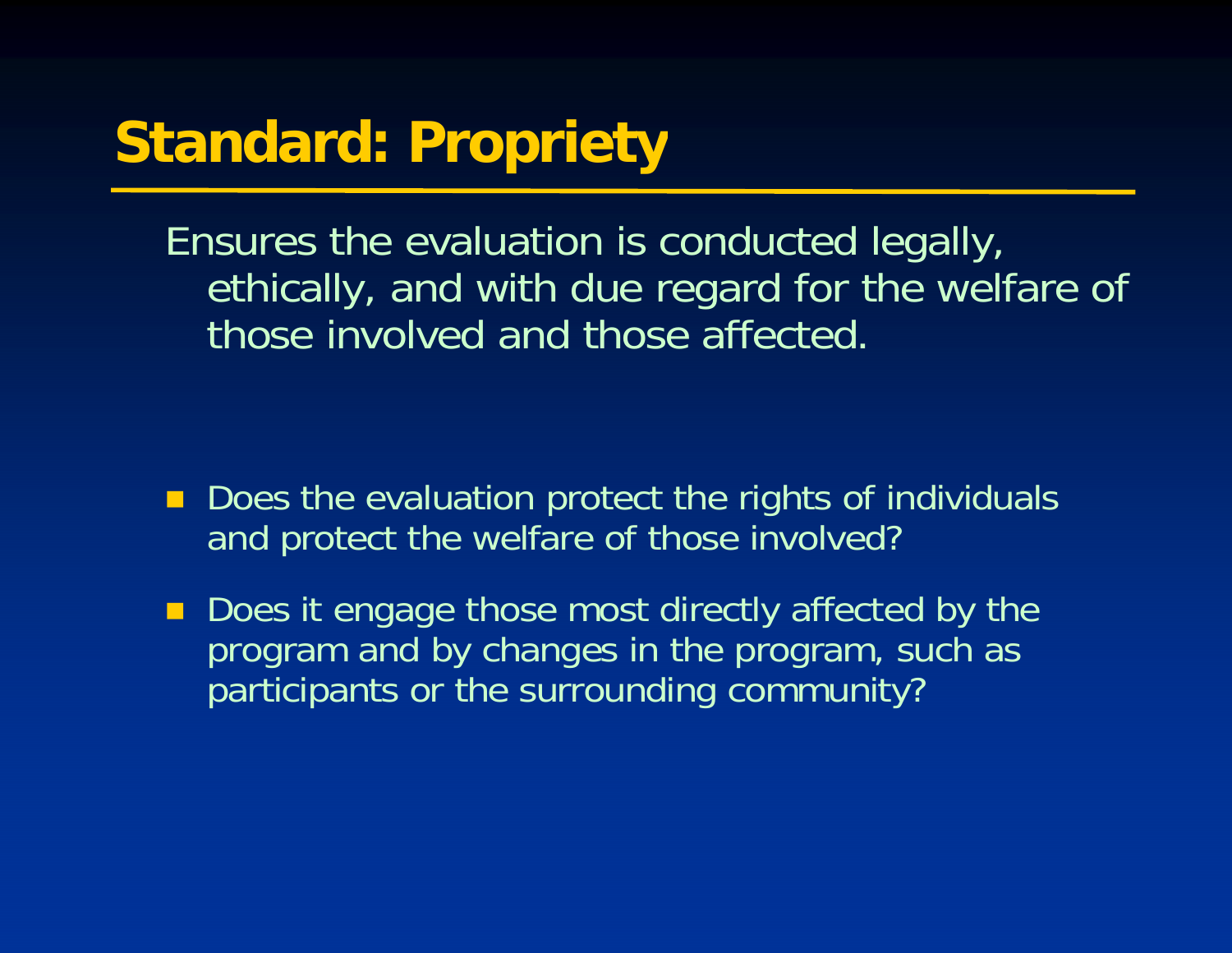# Standard: Propriety

Ensures the evaluation is conducted legally, ethically, and with due regard for the welfare of those involved and those affected.

- Does the evaluation protect the rights of individuals and protect the welfare of those involved?
- Does it engage those most directly affected by the program and by changes in the program, such as participants or the surrounding community?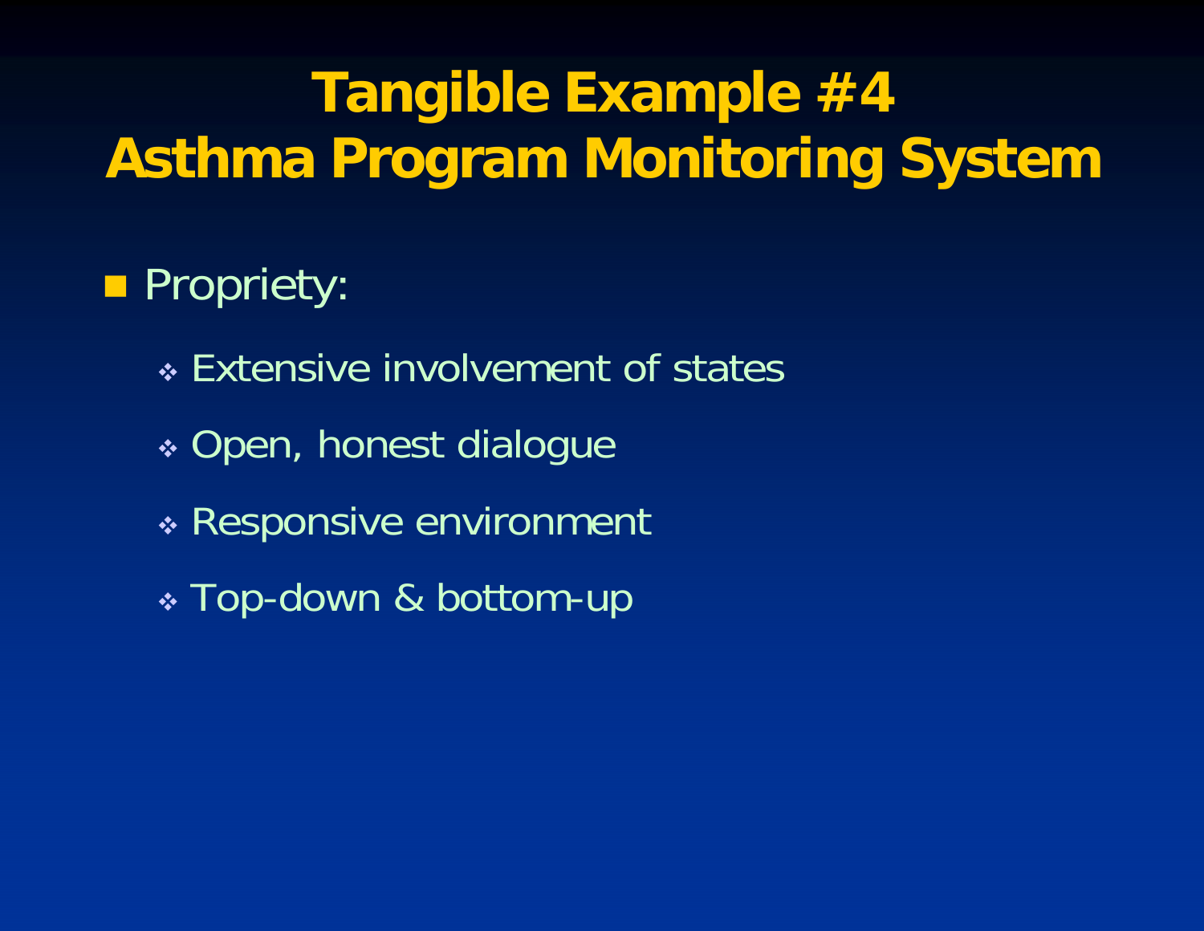# Tangible Example #4
# Asthma Program Monitoring System

- Propriety:
  - Extensive involvement of states
  - Open, honest dialogue
  - Responsive environment
  - Top-down & bottom-up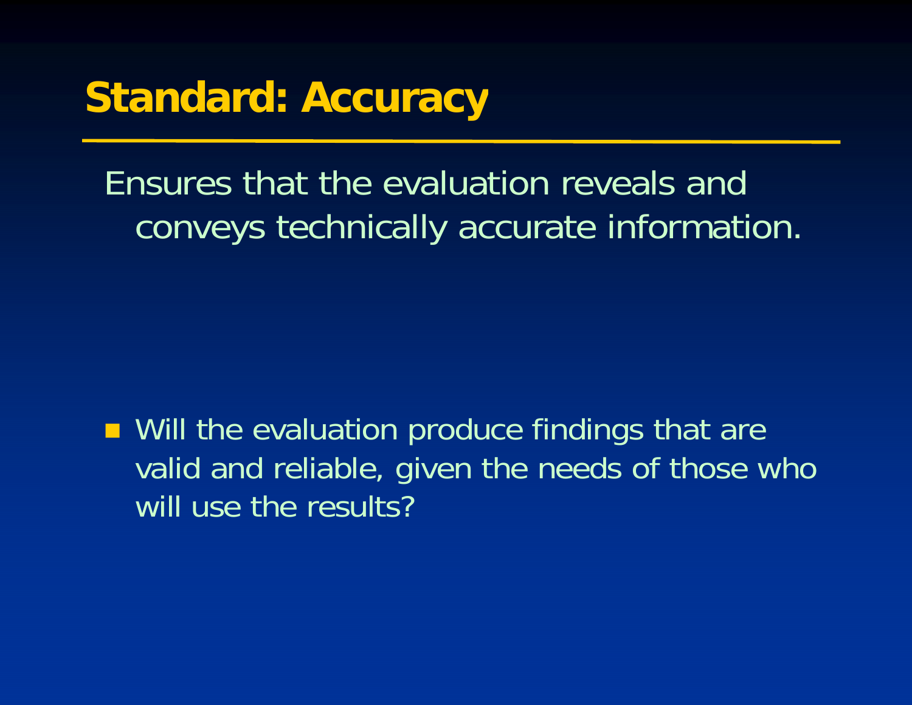# Standard: Accuracy

Ensures that the evaluation reveals and conveys technically accurate information.

- Will the evaluation produce findings that are valid and reliable, given the needs of those who will use the results?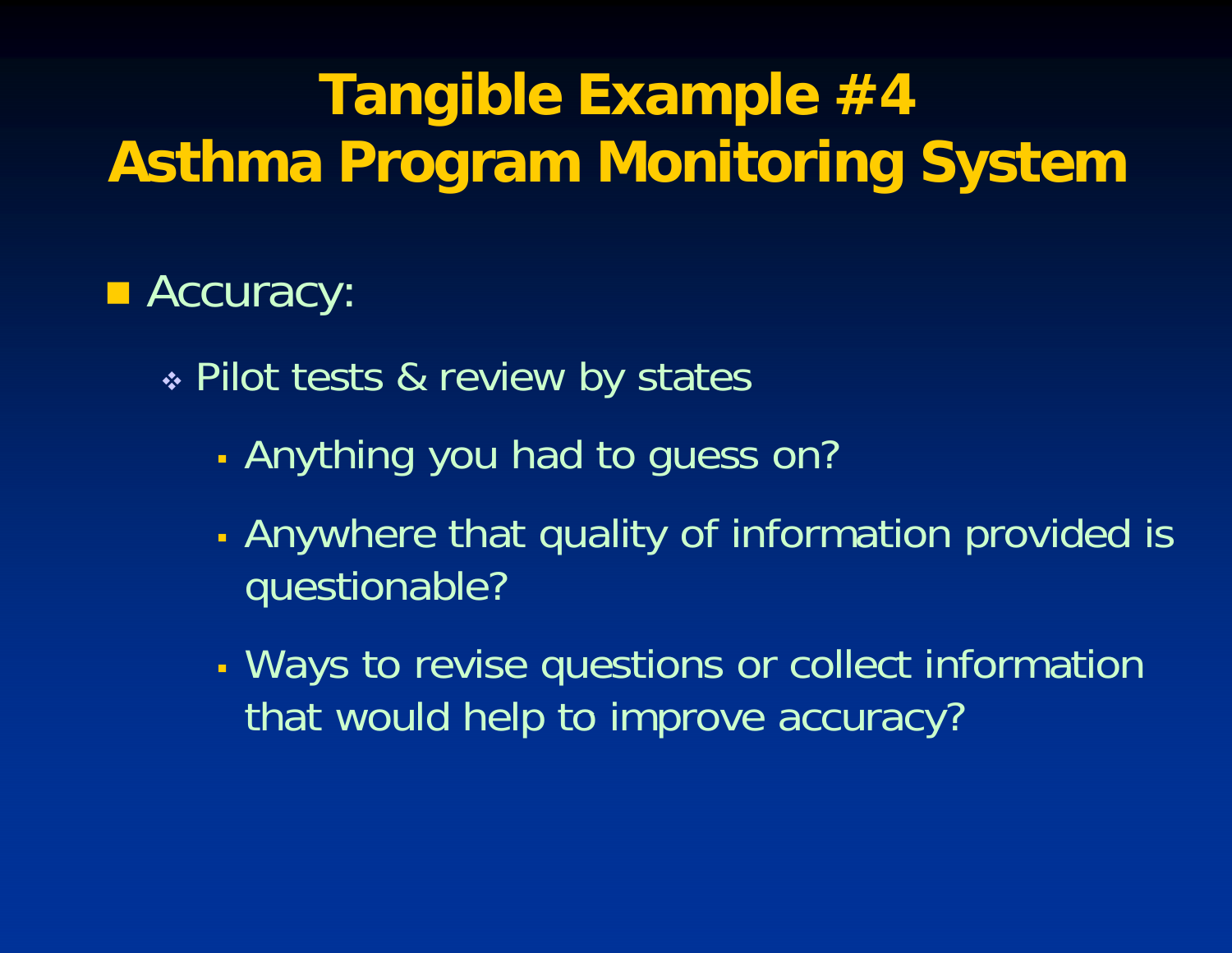# Tangible Example #4
# Asthma Program Monitoring System

- Accuracy:
  - Pilot tests & review by states
    - Anything you had to guess on?
    - Anywhere that quality of information provided is questionable?
    - Ways to revise questions or collect information that would help to improve accuracy?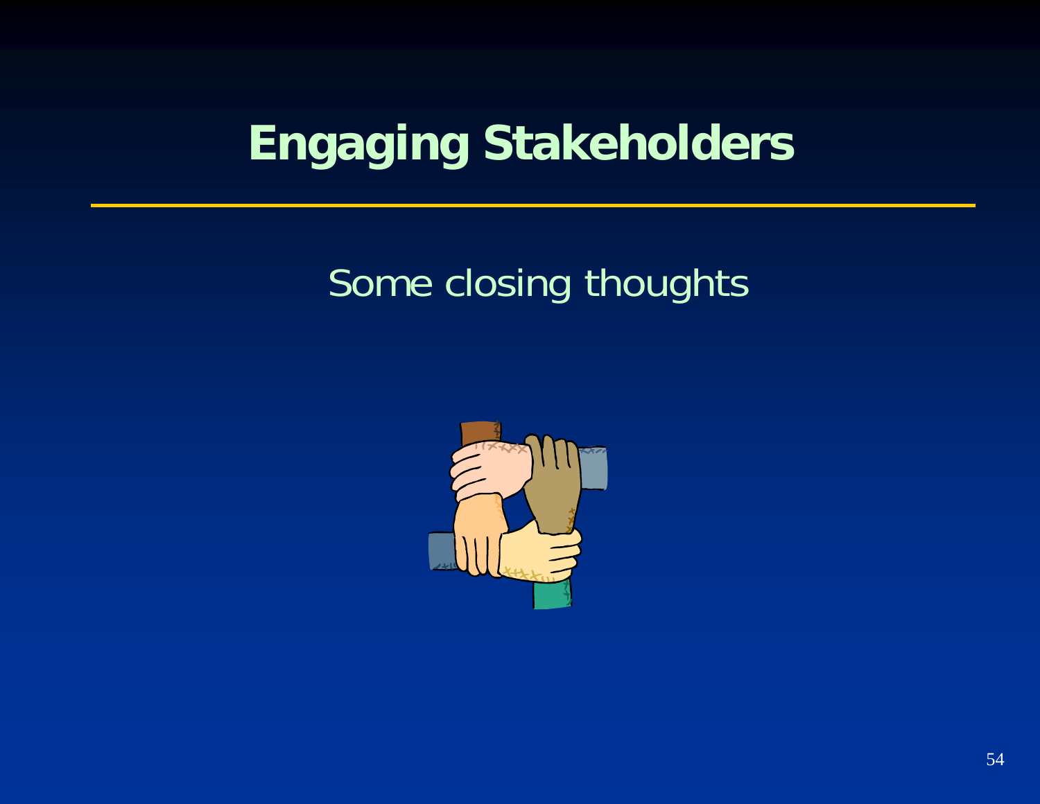# Engaging Stakeholders

Some closing thoughts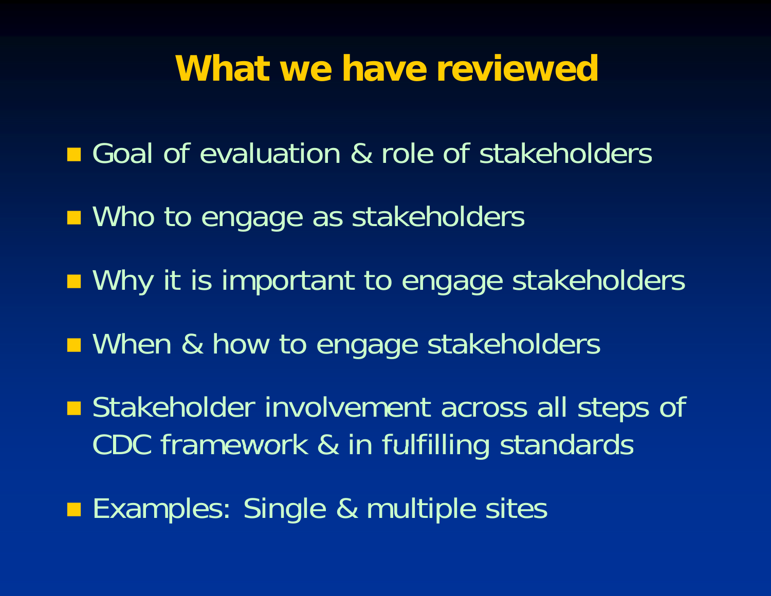# What we have reviewed

- Goal of evaluation & role of stakeholders
- Who to engage as stakeholders
- Why it is important to engage stakeholders
- When & how to engage stakeholders
- Stakeholder involvement across all steps of CDC framework & in fulfilling standards
- Examples: Single & multiple sites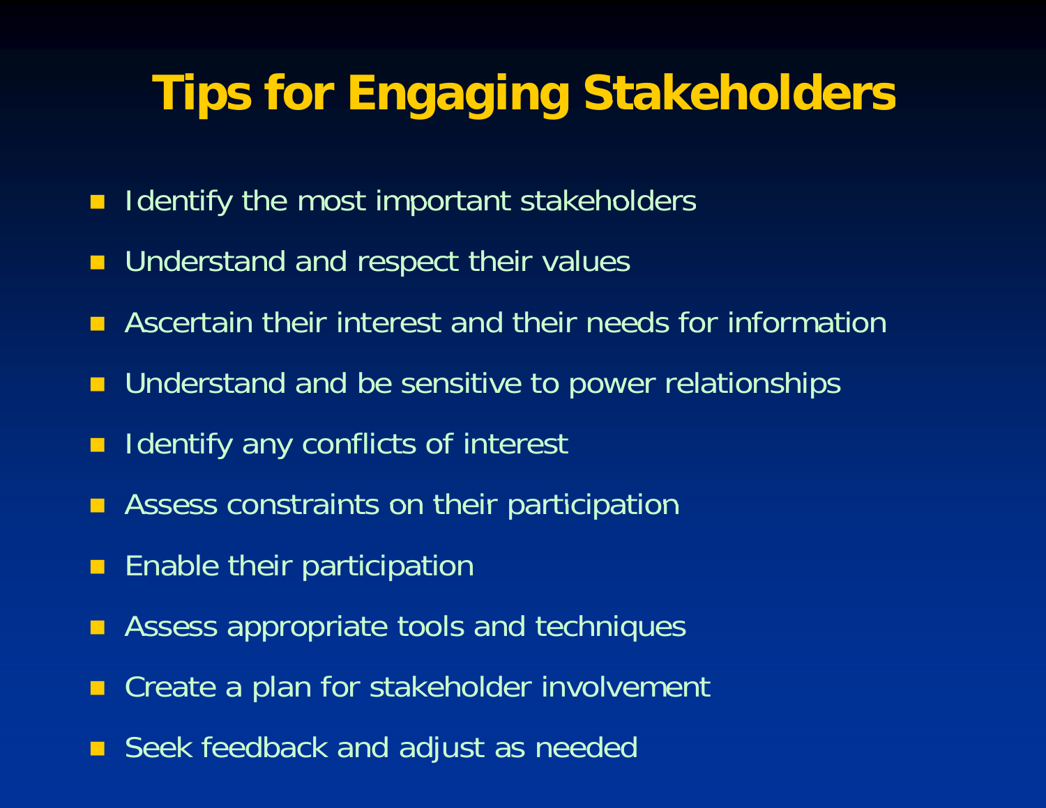# Tips for Engaging Stakeholders

- Identify the most important stakeholders
- Understand and respect their values
- Ascertain their interest and their needs for information
- Understand and be sensitive to power relationships
- Identify any conflicts of interest
- Assess constraints on their participation
- Enable their participation
- Assess appropriate tools and techniques
- Create a plan for stakeholder involvement
- Seek feedback and adjust as needed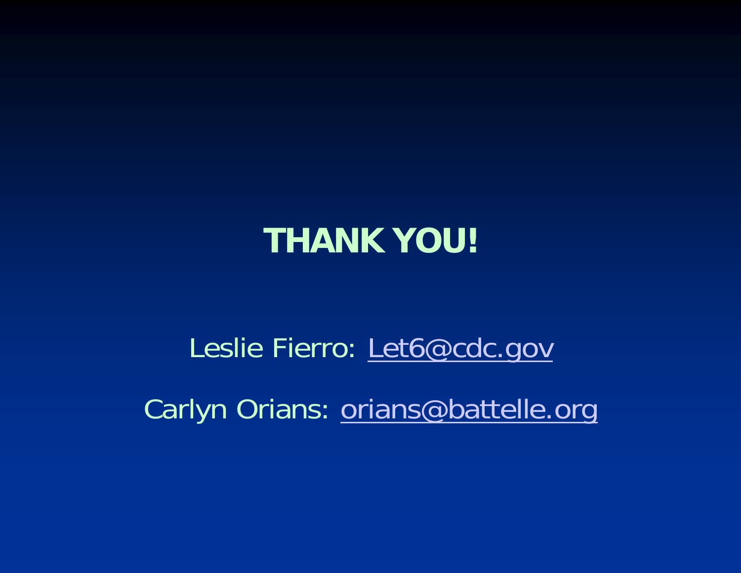# THANK YOU!

Leslie Fierro: Let6@cdc.gov

Carlyn Orians: orians@battelle.org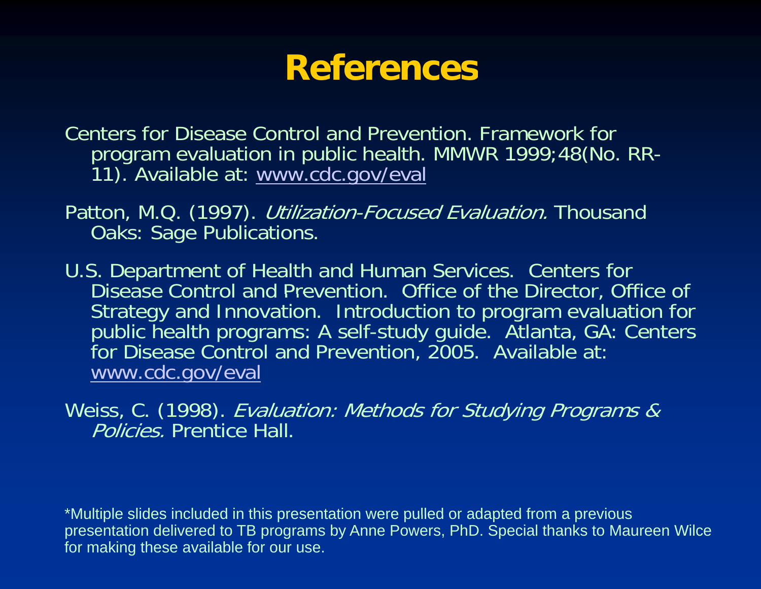# References

Centers for Disease Control and Prevention. Framework for program evaluation in public health. MMWR 1999;48(No. RR-11). Available at: www.cdc.gov/eval

Patton, M.Q. (1997). *Utilization-Focused Evaluation.* Thousand Oaks: Sage Publications.

U.S. Department of Health and Human Services. Centers for Disease Control and Prevention. Office of the Director, Office of Strategy and Innovation. Introduction to program evaluation for public health programs: A self-study guide. Atlanta, GA: Centers for Disease Control and Prevention, 2005. Available at: www.cdc.gov/eval

Weiss, C. (1998). *Evaluation: Methods for Studying Programs & Policies.* Prentice Hall.

*Multiple slides included in this presentation were pulled or adapted from a previous presentation delivered to TB programs by Anne Powers, PhD. Special thanks to Maureen Wilce for making these available for our use.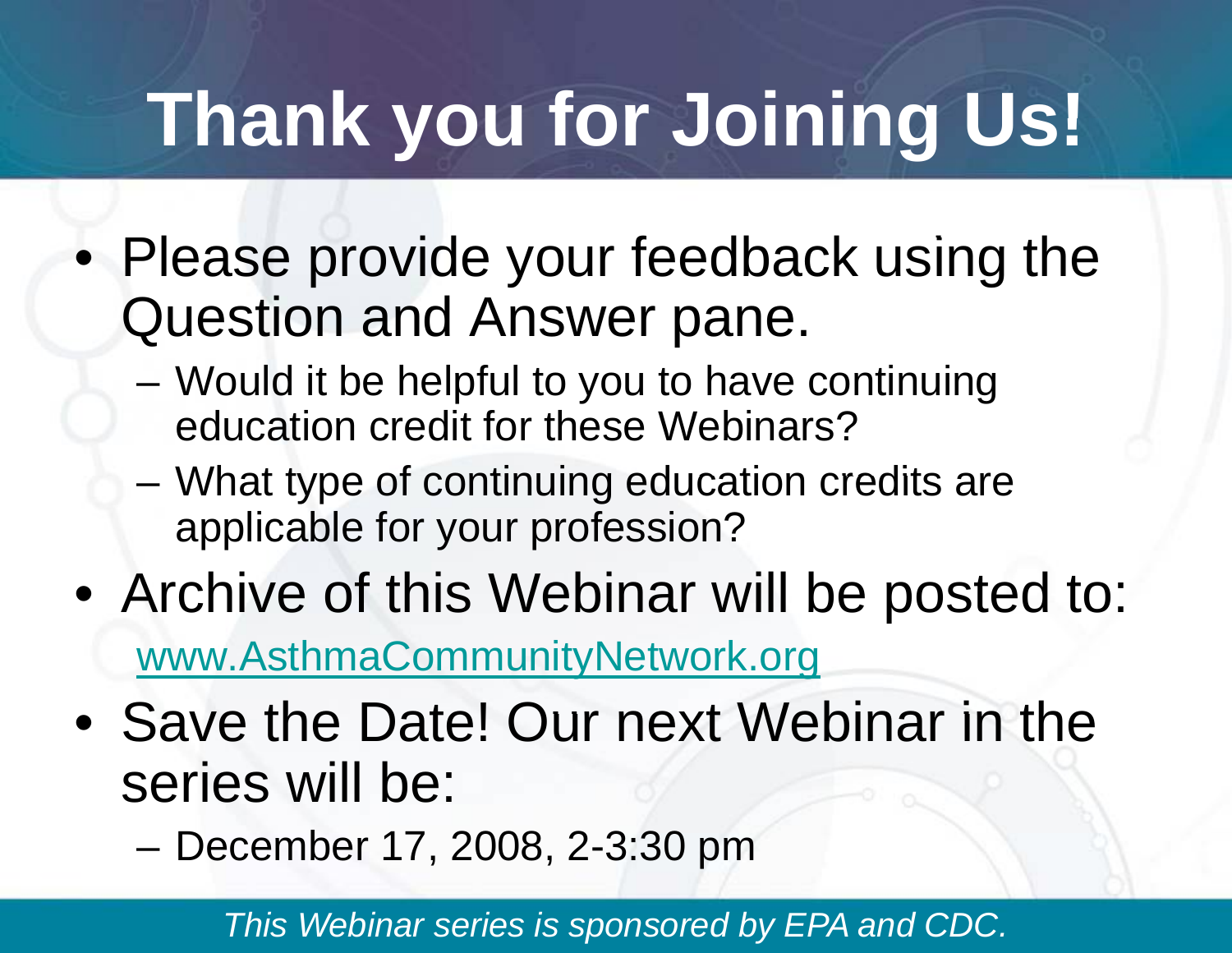# Thank you for Joining Us!

- Please provide your feedback using the Question and Answer pane.
  - Would it be helpful to you to have continuing education credit for these Webinars?
  - What type of continuing education credits are applicable for your profession?
- Archive of this Webinar will be posted to:

  www.AsthmaCommunityNetwork.org
- Save the Date! Our next Webinar in the series will be:
  - December 17, 2008, 2-3:30 pm

*This Webinar series is sponsored by EPA and CDC.*